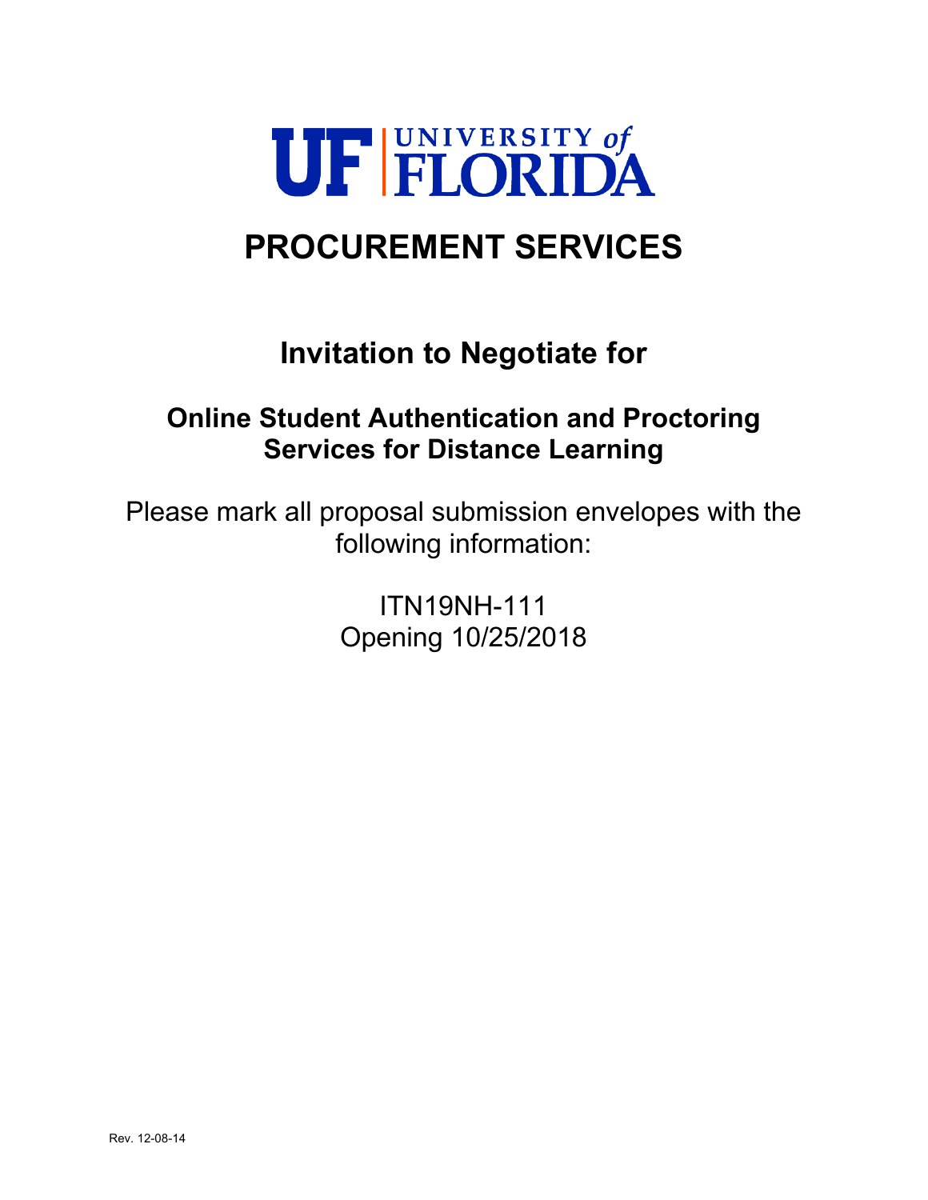UF | UNIVERSITY of FLORIDA

# PROCUREMENT SERVICES

## Invitation to Negotiate for

## Online Student Authentication and Proctoring Services for Distance Learning

Please mark all proposal submission envelopes with the following information:

ITN19NH-111
Opening 10/25/2018

Rev. 12-08-14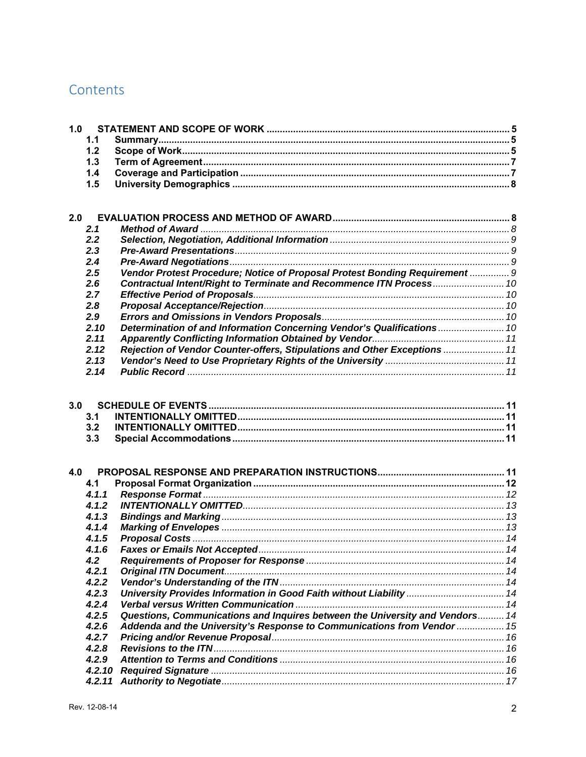# Contents

**1.0 STATEMENT AND SCOPE OF WORK** .......... **5**

- **1.1 Summary** .......... **5**
- **1.2 Scope of Work** .......... **5**
- **1.3 Term of Agreement** .......... **7**
- **1.4 Coverage and Participation** .......... **7**
- **1.5 University Demographics** .......... **8**

**2.0 EVALUATION PROCESS AND METHOD OF AWARD** .......... **8**

- ***2.1 Method of Award*** .......... *8*
- ***2.2 Selection, Negotiation, Additional Information*** .......... *9*
- ***2.3 Pre-Award Presentations*** .......... *9*
- ***2.4 Pre-Award Negotiations*** .......... *9*
- ***2.5 Vendor Protest Procedure; Notice of Proposal Protest Bonding Requirement*** .......... *9*
- ***2.6 Contractual Intent/Right to Terminate and Recommence ITN Process*** .......... *10*
- ***2.7 Effective Period of Proposals*** .......... *10*
- ***2.8 Proposal Acceptance/Rejection*** .......... *10*
- ***2.9 Errors and Omissions in Vendors Proposals*** .......... *10*
- ***2.10 Determination of and Information Concerning Vendor's Qualifications*** .......... *10*
- ***2.11 Apparently Conflicting Information Obtained by Vendor*** .......... *11*
- ***2.12 Rejection of Vendor Counter-offers, Stipulations and Other Exceptions*** .......... *11*
- ***2.13 Vendor's Need to Use Proprietary Rights of the University*** .......... *11*
- ***2.14 Public Record*** .......... *11*

**3.0 SCHEDULE OF EVENTS** .......... **11**

- **3.1 INTENTIONALLY OMITTED** .......... **11**
- **3.2 INTENTIONALLY OMITTED** .......... **11**
- **3.3 Special Accommodations** .......... **11**

**4.0 PROPOSAL RESPONSE AND PREPARATION INSTRUCTIONS** .......... **11**

- **4.1 Proposal Format Organization** .......... **12**
- ***4.1.1 Response Format*** .......... *12*
- ***4.1.2 INTENTIONALLY OMITTED*** .......... *13*
- ***4.1.3 Bindings and Marking*** .......... *13*
- ***4.1.4 Marking of Envelopes*** .......... *13*
- ***4.1.5 Proposal Costs*** .......... *14*
- ***4.1.6 Faxes or Emails Not Accepted*** .......... *14*
- ***4.2 Requirements of Proposer for Response*** .......... *14*
- ***4.2.1 Original ITN Document*** .......... *14*
- ***4.2.2 Vendor's Understanding of the ITN*** .......... *14*
- ***4.2.3 University Provides Information in Good Faith without Liability*** .......... *14*
- ***4.2.4 Verbal versus Written Communication*** .......... *14*
- ***4.2.5 Questions, Communications and Inquires between the University and Vendors*** .......... *14*
- ***4.2.6 Addenda and the University's Response to Communications from Vendor*** .......... *15*
- ***4.2.7 Pricing and/or Revenue Proposal*** .......... *16*
- ***4.2.8 Revisions to the ITN*** .......... *16*
- ***4.2.9 Attention to Terms and Conditions*** .......... *16*
- ***4.2.10 Required Signature*** .......... *16*
- ***4.2.11 Authority to Negotiate*** .......... *17*

Rev. 12-08-14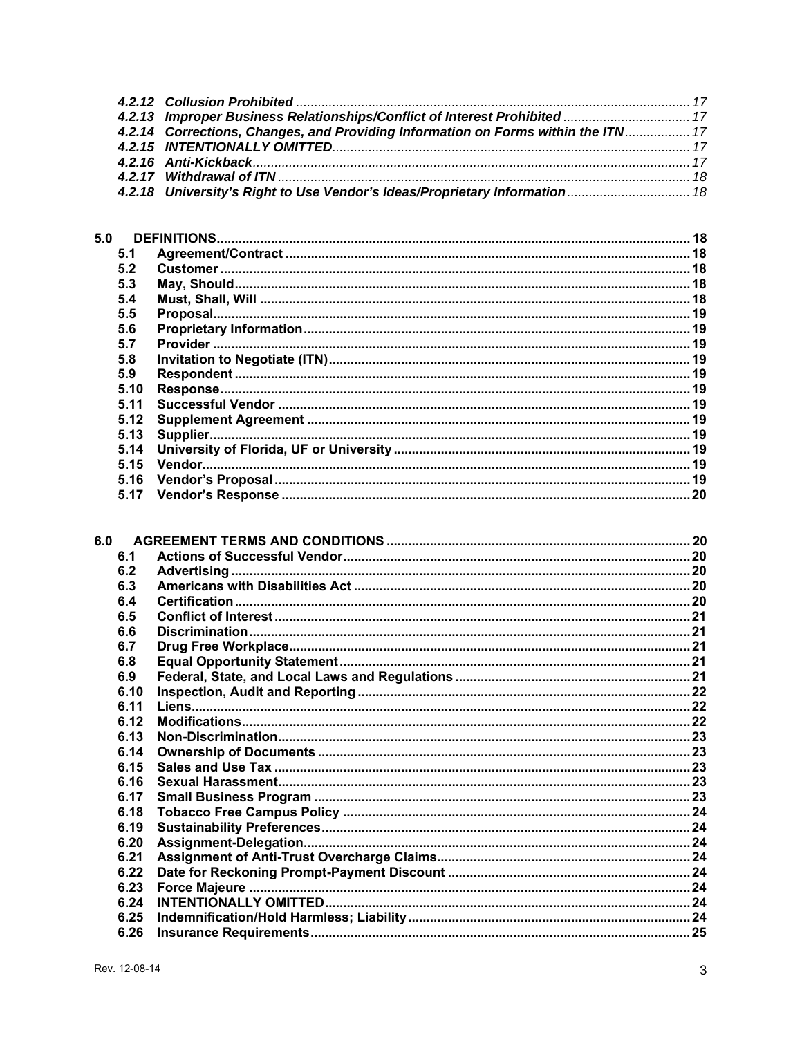*4.2.12 Collusion Prohibited* ........ 17
*4.2.13 Improper Business Relationships/Conflict of Interest Prohibited* ........ 17
*4.2.14 Corrections, Changes, and Providing Information on Forms within the ITN* ........ 17
*4.2.15 INTENTIONALLY OMITTED* ........ 17
*4.2.16 Anti-Kickback* ........ 17
*4.2.17 Withdrawal of ITN* ........ 18
*4.2.18 University's Right to Use Vendor's Ideas/Proprietary Information* ........ 18

**5.0 DEFINITIONS** ........ 18
- **5.1 Agreement/Contract** ........ 18
- **5.2 Customer** ........ 18
- **5.3 May, Should** ........ 18
- **5.4 Must, Shall, Will** ........ 18
- **5.5 Proposal** ........ 19
- **5.6 Proprietary Information** ........ 19
- **5.7 Provider** ........ 19
- **5.8 Invitation to Negotiate (ITN)** ........ 19
- **5.9 Respondent** ........ 19
- **5.10 Response** ........ 19
- **5.11 Successful Vendor** ........ 19
- **5.12 Supplement Agreement** ........ 19
- **5.13 Supplier** ........ 19
- **5.14 University of Florida, UF or University** ........ 19
- **5.15 Vendor** ........ 19
- **5.16 Vendor's Proposal** ........ 19
- **5.17 Vendor's Response** ........ 20

**6.0 AGREEMENT TERMS AND CONDITIONS** ........ 20
- **6.1 Actions of Successful Vendor** ........ 20
- **6.2 Advertising** ........ 20
- **6.3 Americans with Disabilities Act** ........ 20
- **6.4 Certification** ........ 20
- **6.5 Conflict of Interest** ........ 21
- **6.6 Discrimination** ........ 21
- **6.7 Drug Free Workplace** ........ 21
- **6.8 Equal Opportunity Statement** ........ 21
- **6.9 Federal, State, and Local Laws and Regulations** ........ 21
- **6.10 Inspection, Audit and Reporting** ........ 22
- **6.11 Liens** ........ 22
- **6.12 Modifications** ........ 22
- **6.13 Non-Discrimination** ........ 23
- **6.14 Ownership of Documents** ........ 23
- **6.15 Sales and Use Tax** ........ 23
- **6.16 Sexual Harassment** ........ 23
- **6.17 Small Business Program** ........ 23
- **6.18 Tobacco Free Campus Policy** ........ 24
- **6.19 Sustainability Preferences** ........ 24
- **6.20 Assignment-Delegation** ........ 24
- **6.21 Assignment of Anti-Trust Overcharge Claims** ........ 24
- **6.22 Date for Reckoning Prompt-Payment Discount** ........ 24
- **6.23 Force Majeure** ........ 24
- **6.24 INTENTIONALLY OMITTED** ........ 24
- **6.25 Indemnification/Hold Harmless; Liability** ........ 24
- **6.26 Insurance Requirements** ........ 25

Rev. 12-08-14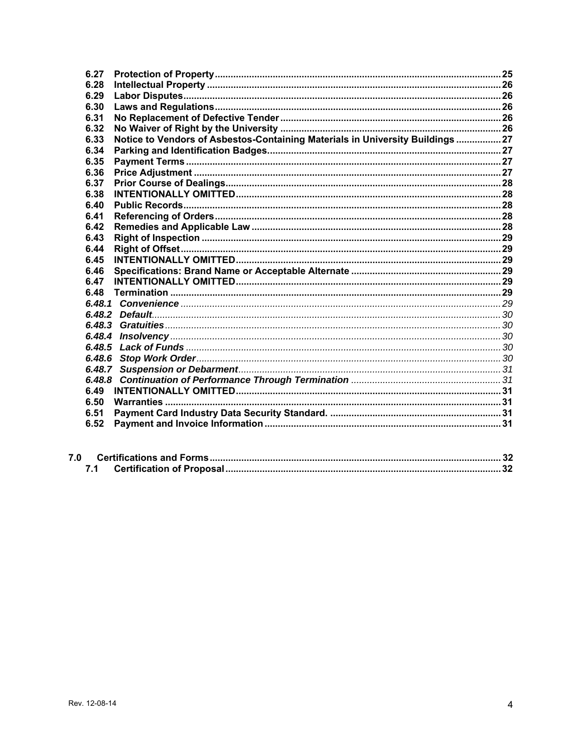6.27 Protection of Property ........................................................................................................ 25
6.28 Intellectual Property ........................................................................................................... 26
6.29 Labor Disputes .................................................................................................................... 26
6.30 Laws and Regulations ......................................................................................................... 26
6.31 No Replacement of Defective Tender .................................................................................. 26
6.32 No Waiver of Right by the University .................................................................................. 26
6.33 Notice to Vendors of Asbestos-Containing Materials in University Buildings ................. 27
6.34 Parking and Identification Badges ...................................................................................... 27
6.35 Payment Terms ................................................................................................................... 27
6.36 Price Adjustment ................................................................................................................ 27
6.37 Prior Course of Dealings ..................................................................................................... 28
6.38 INTENTIONALLY OMITTED ................................................................................................ 28
6.40 Public Records .................................................................................................................... 28
6.41 Referencing of Orders ......................................................................................................... 28
6.42 Remedies and Applicable Law ............................................................................................ 28
6.43 Right of Inspection .............................................................................................................. 29
6.44 Right of Offset ..................................................................................................................... 29
6.45 INTENTIONALLY OMITTED ................................................................................................ 29
6.46 Specifications: Brand Name or Acceptable Alternate ......................................................... 29
6.47 INTENTIONALLY OMITTED ................................................................................................ 29
6.48 Termination ......................................................................................................................... 29
*6.48.1 Convenience ..................................................................................................................... 29*
*6.48.2 Default ............................................................................................................................... 30*
*6.48.3 Gratuities ........................................................................................................................... 30*
*6.48.4 Insolvency .......................................................................................................................... 30*
*6.48.5 Lack of Funds .................................................................................................................... 30*
*6.48.6 Stop Work Order ................................................................................................................ 30*
*6.48.7 Suspension or Debarment ................................................................................................. 31*
*6.48.8 Continuation of Performance Through Termination .......................................................... 31*
6.49 INTENTIONALLY OMITTED ................................................................................................ 31
6.50 Warranties ........................................................................................................................... 31
6.51 Payment Card Industry Data Security Standard. ................................................................ 31
6.52 Payment and Invoice Information ........................................................................................ 31

7.0 Certifications and Forms ........................................................................................................ 32
7.1 Certification of Proposal ........................................................................................................ 32

Rev. 12-08-14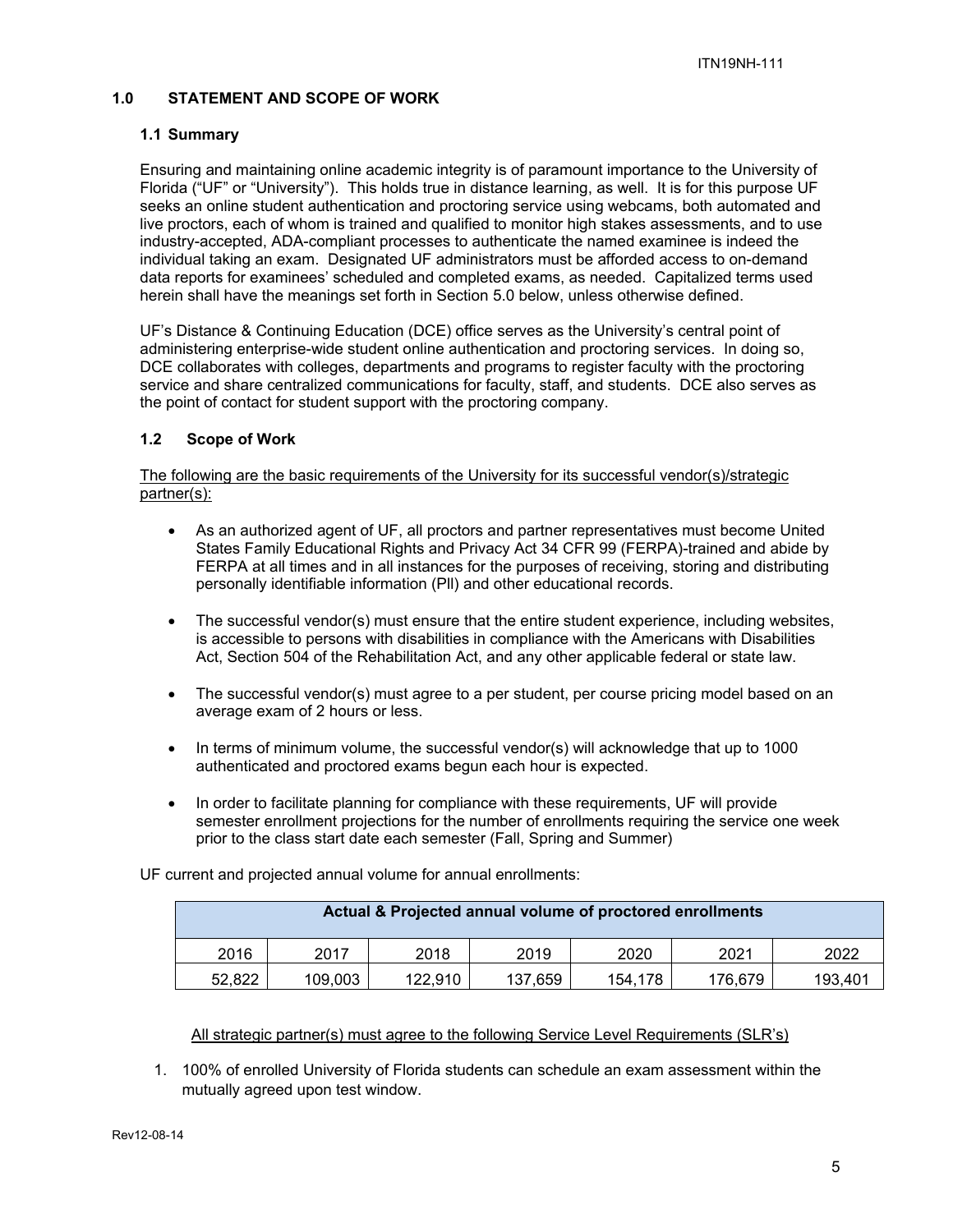## 1.0 STATEMENT AND SCOPE OF WORK

### 1.1 Summary

Ensuring and maintaining online academic integrity is of paramount importance to the University of Florida ("UF" or "University"). This holds true in distance learning, as well. It is for this purpose UF seeks an online student authentication and proctoring service using webcams, both automated and live proctors, each of whom is trained and qualified to monitor high stakes assessments, and to use industry-accepted, ADA-compliant processes to authenticate the named examinee is indeed the individual taking an exam. Designated UF administrators must be afforded access to on-demand data reports for examinees' scheduled and completed exams, as needed. Capitalized terms used herein shall have the meanings set forth in Section 5.0 below, unless otherwise defined.

UF's Distance & Continuing Education (DCE) office serves as the University's central point of administering enterprise-wide student online authentication and proctoring services. In doing so, DCE collaborates with colleges, departments and programs to register faculty with the proctoring service and share centralized communications for faculty, staff, and students. DCE also serves as the point of contact for student support with the proctoring company.

### 1.2 Scope of Work

The following are the basic requirements of the University for its successful vendor(s)/strategic partner(s):

- As an authorized agent of UF, all proctors and partner representatives must become United States Family Educational Rights and Privacy Act 34 CFR 99 (FERPA)-trained and abide by FERPA at all times and in all instances for the purposes of receiving, storing and distributing personally identifiable information (Pll) and other educational records.
- The successful vendor(s) must ensure that the entire student experience, including websites, is accessible to persons with disabilities in compliance with the Americans with Disabilities Act, Section 504 of the Rehabilitation Act, and any other applicable federal or state law.
- The successful vendor(s) must agree to a per student, per course pricing model based on an average exam of 2 hours or less.
- In terms of minimum volume, the successful vendor(s) will acknowledge that up to 1000 authenticated and proctored exams begun each hour is expected.
- In order to facilitate planning for compliance with these requirements, UF will provide semester enrollment projections for the number of enrollments requiring the service one week prior to the class start date each semester (Fall, Spring and Summer)

UF current and projected annual volume for annual enrollments:

| Actual & Projected annual volume of proctored enrollments | | | | | | |
|---|---|---|---|---|---|---|
| 2016 | 2017 | 2018 | 2019 | 2020 | 2021 | 2022 |
| 52,822 | 109,003 | 122,910 | 137,659 | 154,178 | 176,679 | 193,401 |

All strategic partner(s) must agree to the following Service Level Requirements (SLR's)

1. 100% of enrolled University of Florida students can schedule an exam assessment within the mutually agreed upon test window.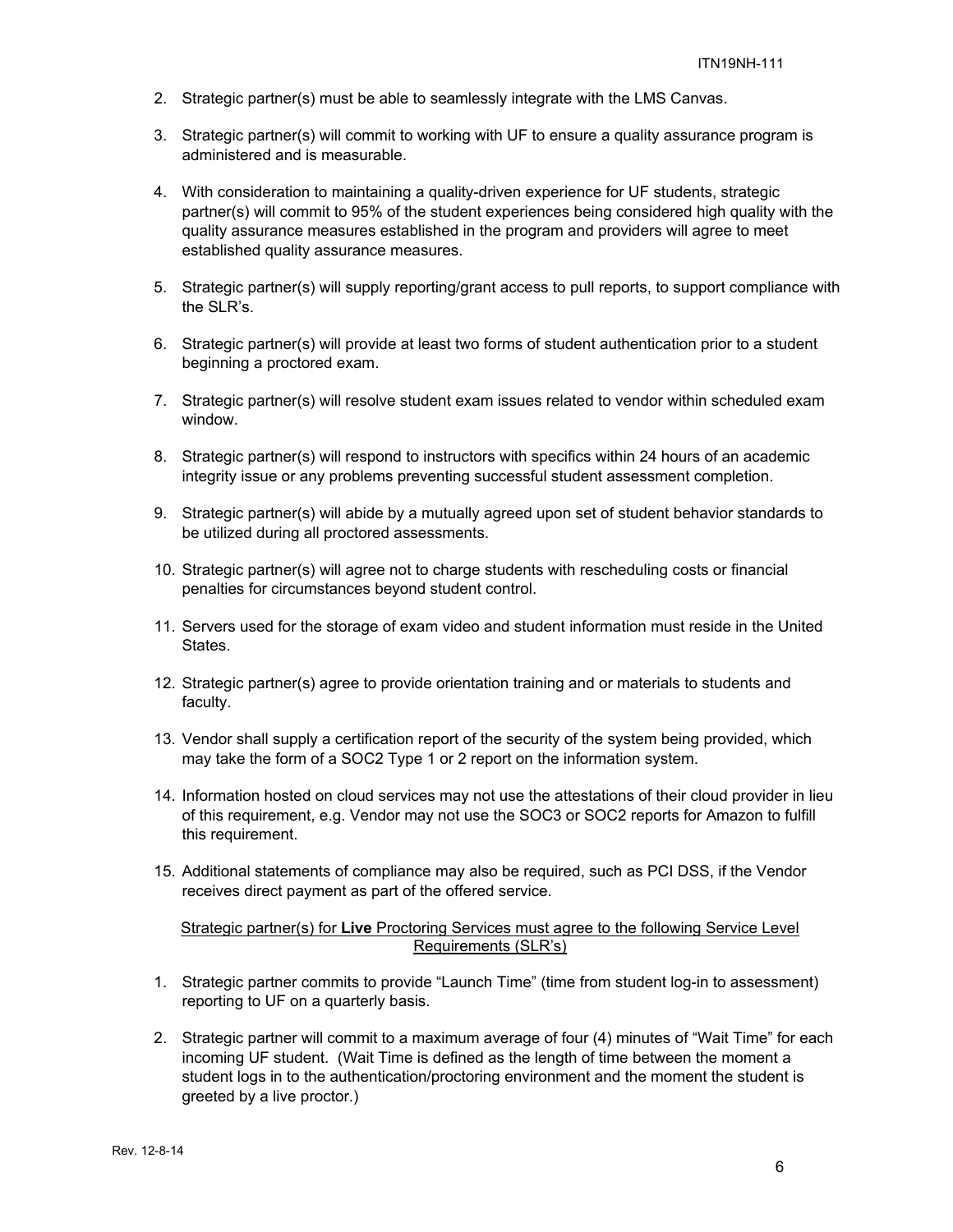2. Strategic partner(s) must be able to seamlessly integrate with the LMS Canvas.

3. Strategic partner(s) will commit to working with UF to ensure a quality assurance program is administered and is measurable.

4. With consideration to maintaining a quality-driven experience for UF students, strategic partner(s) will commit to 95% of the student experiences being considered high quality with the quality assurance measures established in the program and providers will agree to meet established quality assurance measures.

5. Strategic partner(s) will supply reporting/grant access to pull reports, to support compliance with the SLR's.

6. Strategic partner(s) will provide at least two forms of student authentication prior to a student beginning a proctored exam.

7. Strategic partner(s) will resolve student exam issues related to vendor within scheduled exam window.

8. Strategic partner(s) will respond to instructors with specifics within 24 hours of an academic integrity issue or any problems preventing successful student assessment completion.

9. Strategic partner(s) will abide by a mutually agreed upon set of student behavior standards to be utilized during all proctored assessments.

10. Strategic partner(s) will agree not to charge students with rescheduling costs or financial penalties for circumstances beyond student control.

11. Servers used for the storage of exam video and student information must reside in the United States.

12. Strategic partner(s) agree to provide orientation training and or materials to students and faculty.

13. Vendor shall supply a certification report of the security of the system being provided, which may take the form of a SOC2 Type 1 or 2 report on the information system.

14. Information hosted on cloud services may not use the attestations of their cloud provider in lieu of this requirement, e.g. Vendor may not use the SOC3 or SOC2 reports for Amazon to fulfill this requirement.

15. Additional statements of compliance may also be required, such as PCI DSS, if the Vendor receives direct payment as part of the offered service.

<u>Strategic partner(s) for **Live** Proctoring Services must agree to the following Service Level Requirements (SLR's)</u>

1. Strategic partner commits to provide "Launch Time" (time from student log-in to assessment) reporting to UF on a quarterly basis.

2. Strategic partner will commit to a maximum average of four (4) minutes of "Wait Time" for each incoming UF student. (Wait Time is defined as the length of time between the moment a student logs in to the authentication/proctoring environment and the moment the student is greeted by a live proctor.)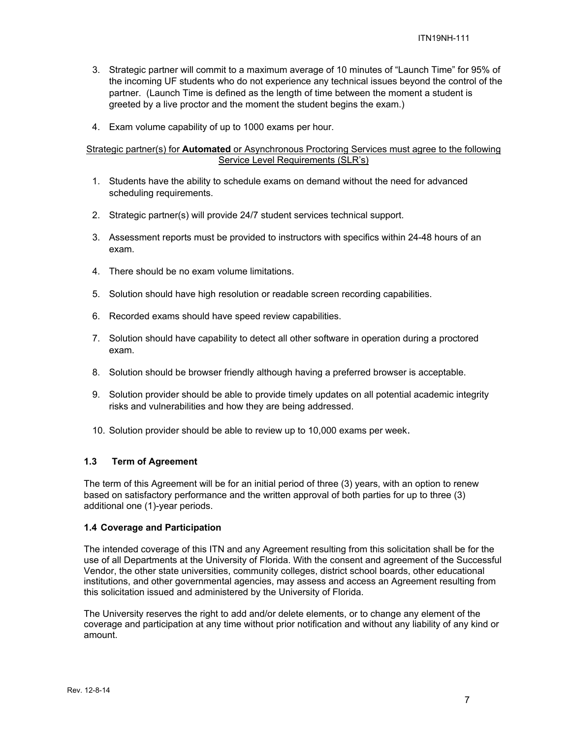3. Strategic partner will commit to a maximum average of 10 minutes of "Launch Time" for 95% of the incoming UF students who do not experience any technical issues beyond the control of the partner. (Launch Time is defined as the length of time between the moment a student is greeted by a live proctor and the moment the student begins the exam.)

4. Exam volume capability of up to 1000 exams per hour.

<u>Strategic partner(s) for **Automated** or Asynchronous Proctoring Services must agree to the following Service Level Requirements (SLR's)</u>

1. Students have the ability to schedule exams on demand without the need for advanced scheduling requirements.

2. Strategic partner(s) will provide 24/7 student services technical support.

3. Assessment reports must be provided to instructors with specifics within 24-48 hours of an exam.

4. There should be no exam volume limitations.

5. Solution should have high resolution or readable screen recording capabilities.

6. Recorded exams should have speed review capabilities.

7. Solution should have capability to detect all other software in operation during a proctored exam.

8. Solution should be browser friendly although having a preferred browser is acceptable.

9. Solution provider should be able to provide timely updates on all potential academic integrity risks and vulnerabilities and how they are being addressed.

10. Solution provider should be able to review up to 10,000 exams per week.

### 1.3 Term of Agreement

The term of this Agreement will be for an initial period of three (3) years, with an option to renew based on satisfactory performance and the written approval of both parties for up to three (3) additional one (1)-year periods.

### 1.4 Coverage and Participation

The intended coverage of this ITN and any Agreement resulting from this solicitation shall be for the use of all Departments at the University of Florida. With the consent and agreement of the Successful Vendor, the other state universities, community colleges, district school boards, other educational institutions, and other governmental agencies, may assess and access an Agreement resulting from this solicitation issued and administered by the University of Florida.

The University reserves the right to add and/or delete elements, or to change any element of the coverage and participation at any time without prior notification and without any liability of any kind or amount.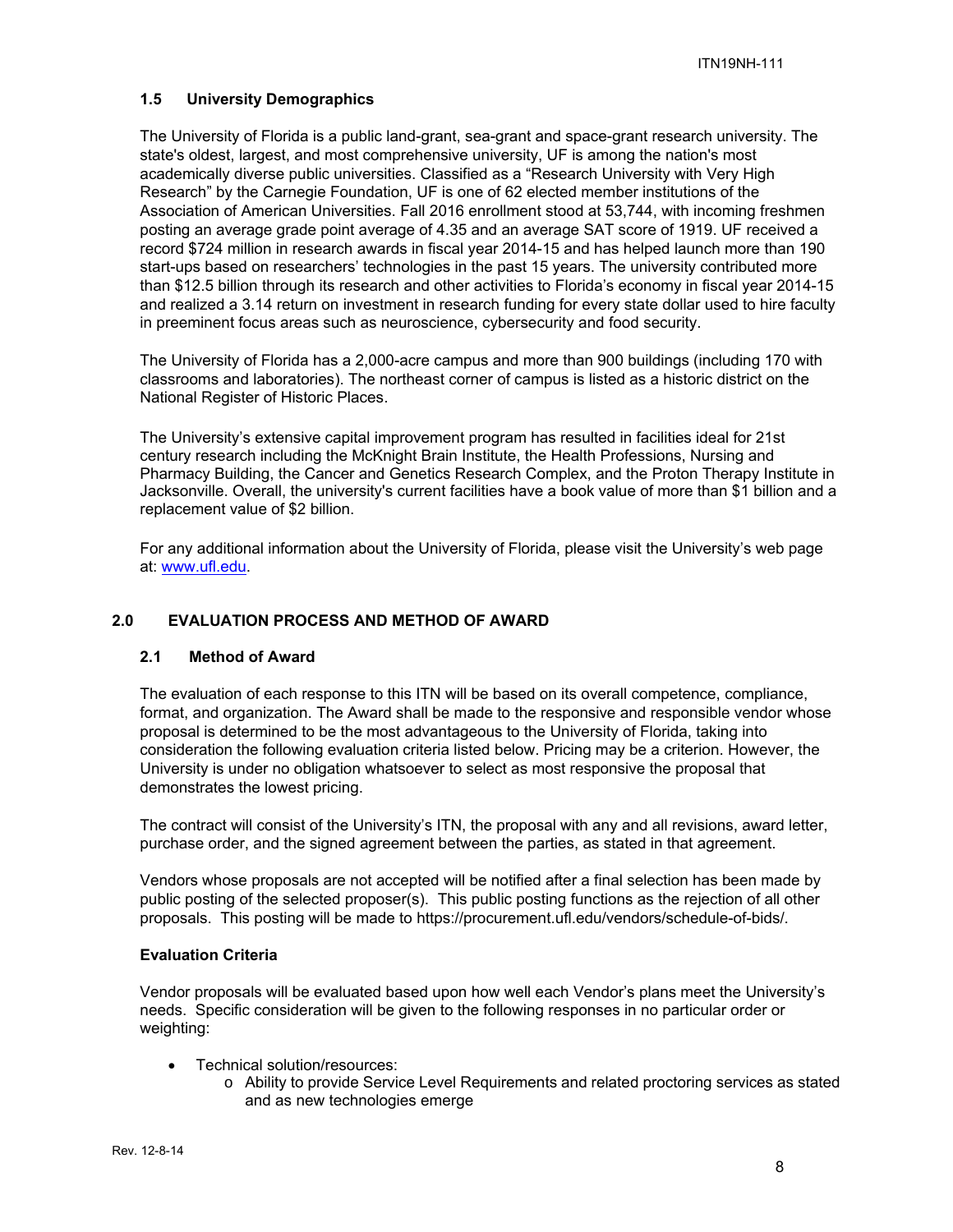### 1.5 University Demographics

The University of Florida is a public land-grant, sea-grant and space-grant research university. The state's oldest, largest, and most comprehensive university, UF is among the nation's most academically diverse public universities. Classified as a "Research University with Very High Research" by the Carnegie Foundation, UF is one of 62 elected member institutions of the Association of American Universities. Fall 2016 enrollment stood at 53,744, with incoming freshmen posting an average grade point average of 4.35 and an average SAT score of 1919. UF received a record $724 million in research awards in fiscal year 2014-15 and has helped launch more than 190 start-ups based on researchers' technologies in the past 15 years. The university contributed more than $12.5 billion through its research and other activities to Florida's economy in fiscal year 2014-15 and realized a 3.14 return on investment in research funding for every state dollar used to hire faculty in preeminent focus areas such as neuroscience, cybersecurity and food security.

The University of Florida has a 2,000-acre campus and more than 900 buildings (including 170 with classrooms and laboratories). The northeast corner of campus is listed as a historic district on the National Register of Historic Places.

The University's extensive capital improvement program has resulted in facilities ideal for 21st century research including the McKnight Brain Institute, the Health Professions, Nursing and Pharmacy Building, the Cancer and Genetics Research Complex, and the Proton Therapy Institute in Jacksonville. Overall, the university's current facilities have a book value of more than $1 billion and a replacement value of $2 billion.

For any additional information about the University of Florida, please visit the University's web page at: [www.ufl.edu](www.ufl.edu).

## 2.0 EVALUATION PROCESS AND METHOD OF AWARD

### 2.1 Method of Award

The evaluation of each response to this ITN will be based on its overall competence, compliance, format, and organization. The Award shall be made to the responsive and responsible vendor whose proposal is determined to be the most advantageous to the University of Florida, taking into consideration the following evaluation criteria listed below. Pricing may be a criterion. However, the University is under no obligation whatsoever to select as most responsive the proposal that demonstrates the lowest pricing.

The contract will consist of the University's ITN, the proposal with any and all revisions, award letter, purchase order, and the signed agreement between the parties, as stated in that agreement.

Vendors whose proposals are not accepted will be notified after a final selection has been made by public posting of the selected proposer(s). This public posting functions as the rejection of all other proposals. This posting will be made to https://procurement.ufl.edu/vendors/schedule-of-bids/.

**Evaluation Criteria**

Vendor proposals will be evaluated based upon how well each Vendor's plans meet the University's needs. Specific consideration will be given to the following responses in no particular order or weighting:

- Technical solution/resources:
  - Ability to provide Service Level Requirements and related proctoring services as stated and as new technologies emerge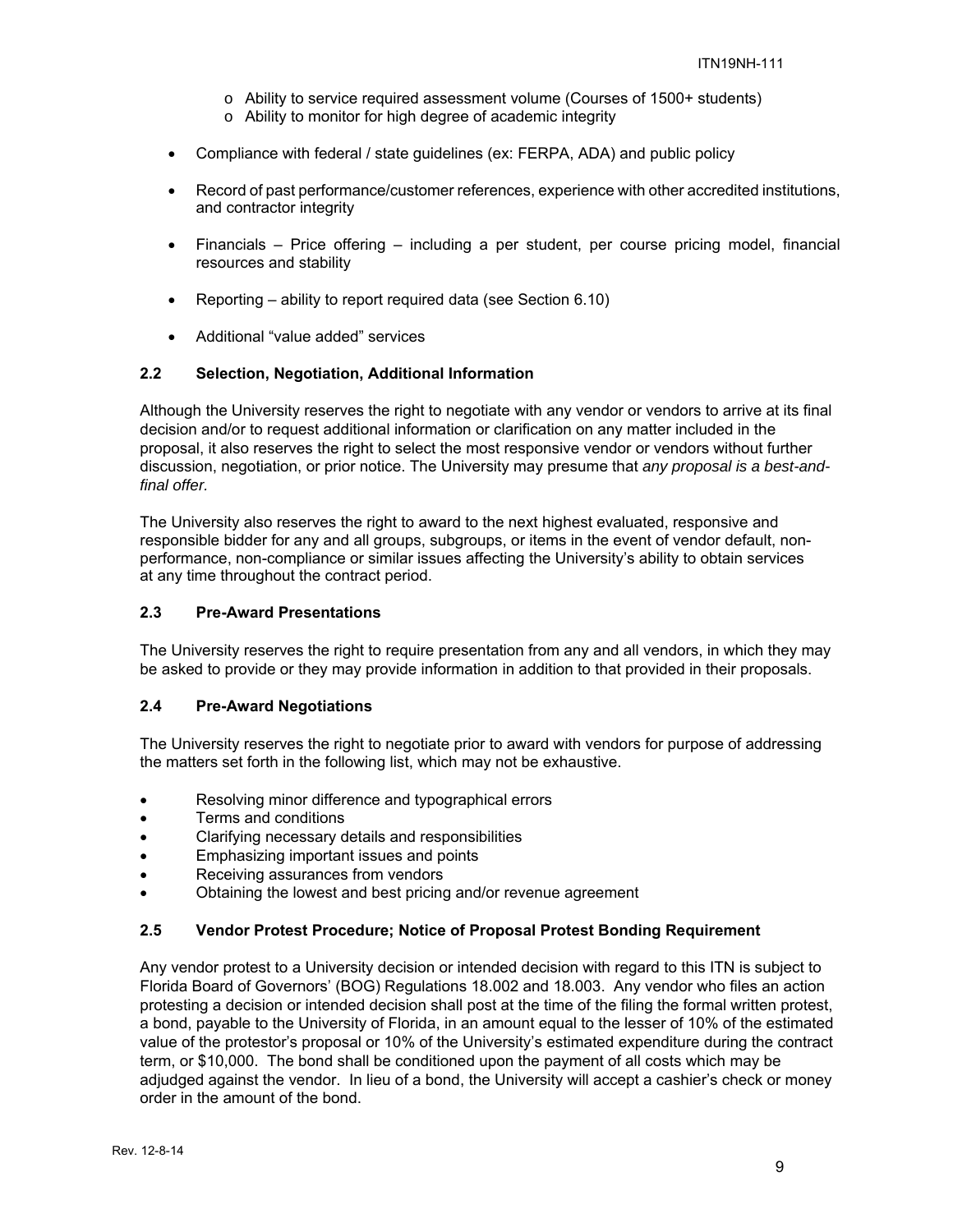- Ability to service required assessment volume (Courses of 1500+ students)
    - Ability to monitor for high degree of academic integrity

- Compliance with federal / state guidelines (ex: FERPA, ADA) and public policy

- Record of past performance/customer references, experience with other accredited institutions, and contractor integrity

- Financials – Price offering – including a per student, per course pricing model, financial resources and stability

- Reporting – ability to report required data (see Section 6.10)

- Additional "value added" services

### 2.2 Selection, Negotiation, Additional Information

Although the University reserves the right to negotiate with any vendor or vendors to arrive at its final decision and/or to request additional information or clarification on any matter included in the proposal, it also reserves the right to select the most responsive vendor or vendors without further discussion, negotiation, or prior notice. The University may presume that *any proposal is a best-and-final offer.*

The University also reserves the right to award to the next highest evaluated, responsive and responsible bidder for any and all groups, subgroups, or items in the event of vendor default, non-performance, non-compliance or similar issues affecting the University's ability to obtain services at any time throughout the contract period.

### 2.3 Pre-Award Presentations

The University reserves the right to require presentation from any and all vendors, in which they may be asked to provide or they may provide information in addition to that provided in their proposals.

### 2.4 Pre-Award Negotiations

The University reserves the right to negotiate prior to award with vendors for purpose of addressing the matters set forth in the following list, which may not be exhaustive.

- Resolving minor difference and typographical errors
- Terms and conditions
- Clarifying necessary details and responsibilities
- Emphasizing important issues and points
- Receiving assurances from vendors
- Obtaining the lowest and best pricing and/or revenue agreement

### 2.5 Vendor Protest Procedure; Notice of Proposal Protest Bonding Requirement

Any vendor protest to a University decision or intended decision with regard to this ITN is subject to Florida Board of Governors' (BOG) Regulations 18.002 and 18.003. Any vendor who files an action protesting a decision or intended decision shall post at the time of the filing the formal written protest, a bond, payable to the University of Florida, in an amount equal to the lesser of 10% of the estimated value of the protestor's proposal or 10% of the University's estimated expenditure during the contract term, or $10,000. The bond shall be conditioned upon the payment of all costs which may be adjudged against the vendor. In lieu of a bond, the University will accept a cashier's check or money order in the amount of the bond.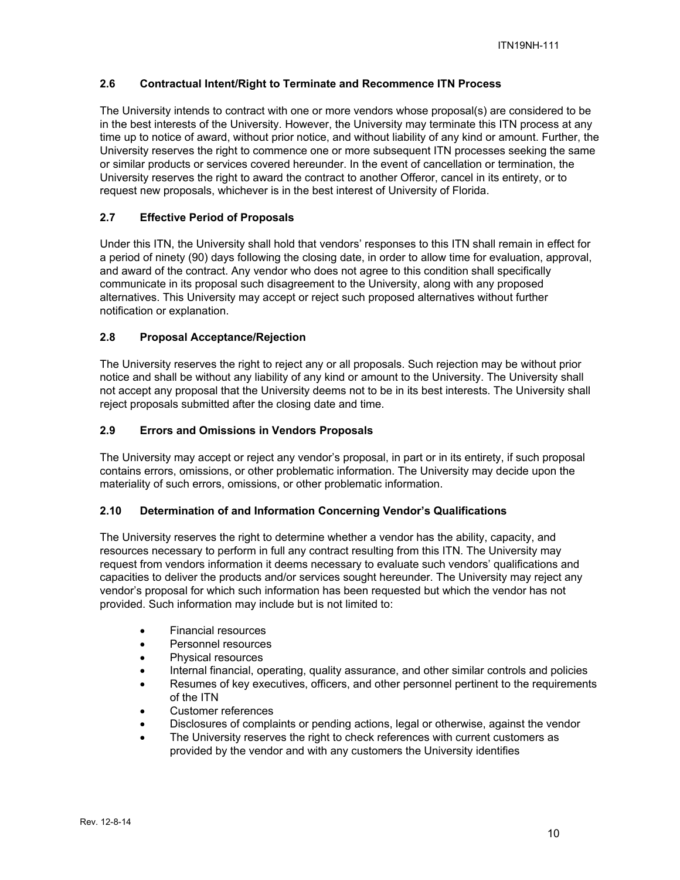### 2.6 Contractual Intent/Right to Terminate and Recommence ITN Process

The University intends to contract with one or more vendors whose proposal(s) are considered to be in the best interests of the University. However, the University may terminate this ITN process at any time up to notice of award, without prior notice, and without liability of any kind or amount. Further, the University reserves the right to commence one or more subsequent ITN processes seeking the same or similar products or services covered hereunder. In the event of cancellation or termination, the University reserves the right to award the contract to another Offeror, cancel in its entirety, or to request new proposals, whichever is in the best interest of University of Florida.

### 2.7 Effective Period of Proposals

Under this ITN, the University shall hold that vendors' responses to this ITN shall remain in effect for a period of ninety (90) days following the closing date, in order to allow time for evaluation, approval, and award of the contract. Any vendor who does not agree to this condition shall specifically communicate in its proposal such disagreement to the University, along with any proposed alternatives. This University may accept or reject such proposed alternatives without further notification or explanation.

### 2.8 Proposal Acceptance/Rejection

The University reserves the right to reject any or all proposals. Such rejection may be without prior notice and shall be without any liability of any kind or amount to the University. The University shall not accept any proposal that the University deems not to be in its best interests. The University shall reject proposals submitted after the closing date and time.

### 2.9 Errors and Omissions in Vendors Proposals

The University may accept or reject any vendor's proposal, in part or in its entirety, if such proposal contains errors, omissions, or other problematic information. The University may decide upon the materiality of such errors, omissions, or other problematic information.

### 2.10 Determination of and Information Concerning Vendor's Qualifications

The University reserves the right to determine whether a vendor has the ability, capacity, and resources necessary to perform in full any contract resulting from this ITN. The University may request from vendors information it deems necessary to evaluate such vendors' qualifications and capacities to deliver the products and/or services sought hereunder. The University may reject any vendor's proposal for which such information has been requested but which the vendor has not provided. Such information may include but is not limited to:

- Financial resources
- Personnel resources
- Physical resources
- Internal financial, operating, quality assurance, and other similar controls and policies
- Resumes of key executives, officers, and other personnel pertinent to the requirements of the ITN
- Customer references
- Disclosures of complaints or pending actions, legal or otherwise, against the vendor
- The University reserves the right to check references with current customers as provided by the vendor and with any customers the University identifies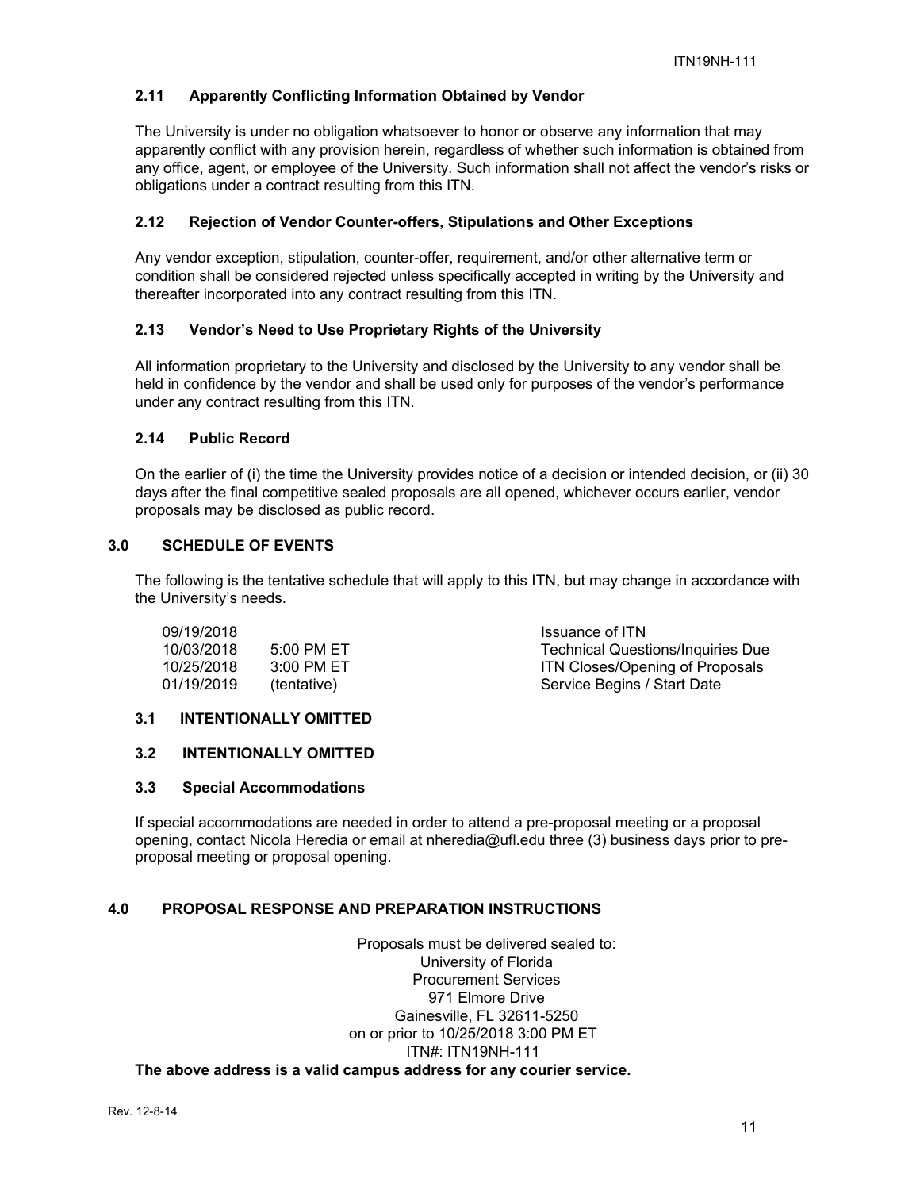### 2.11 Apparently Conflicting Information Obtained by Vendor

The University is under no obligation whatsoever to honor or observe any information that may apparently conflict with any provision herein, regardless of whether such information is obtained from any office, agent, or employee of the University. Such information shall not affect the vendor's risks or obligations under a contract resulting from this ITN.

### 2.12 Rejection of Vendor Counter-offers, Stipulations and Other Exceptions

Any vendor exception, stipulation, counter-offer, requirement, and/or other alternative term or condition shall be considered rejected unless specifically accepted in writing by the University and thereafter incorporated into any contract resulting from this ITN.

### 2.13 Vendor's Need to Use Proprietary Rights of the University

All information proprietary to the University and disclosed by the University to any vendor shall be held in confidence by the vendor and shall be used only for purposes of the vendor's performance under any contract resulting from this ITN.

### 2.14 Public Record

On the earlier of (i) the time the University provides notice of a decision or intended decision, or (ii) 30 days after the final competitive sealed proposals are all opened, whichever occurs earlier, vendor proposals may be disclosed as public record.

## 3.0 SCHEDULE OF EVENTS

The following is the tentative schedule that will apply to this ITN, but may change in accordance with the University's needs.

| | | |
|---|---|---|
| 09/19/2018 | | Issuance of ITN |
| 10/03/2018 | 5:00 PM ET | Technical Questions/Inquiries Due |
| 10/25/2018 | 3:00 PM ET | ITN Closes/Opening of Proposals |
| 01/19/2019 | (tentative) | Service Begins / Start Date |

### 3.1 INTENTIONALLY OMITTED

### 3.2 INTENTIONALLY OMITTED

### 3.3 Special Accommodations

If special accommodations are needed in order to attend a pre-proposal meeting or a proposal opening, contact Nicola Heredia or email at nheredia@ufl.edu three (3) business days prior to pre-proposal meeting or proposal opening.

## 4.0 PROPOSAL RESPONSE AND PREPARATION INSTRUCTIONS

Proposals must be delivered sealed to:
University of Florida
Procurement Services
971 Elmore Drive
Gainesville, FL 32611-5250
on or prior to 10/25/2018 3:00 PM ET
ITN#: ITN19NH-111

**The above address is a valid campus address for any courier service.**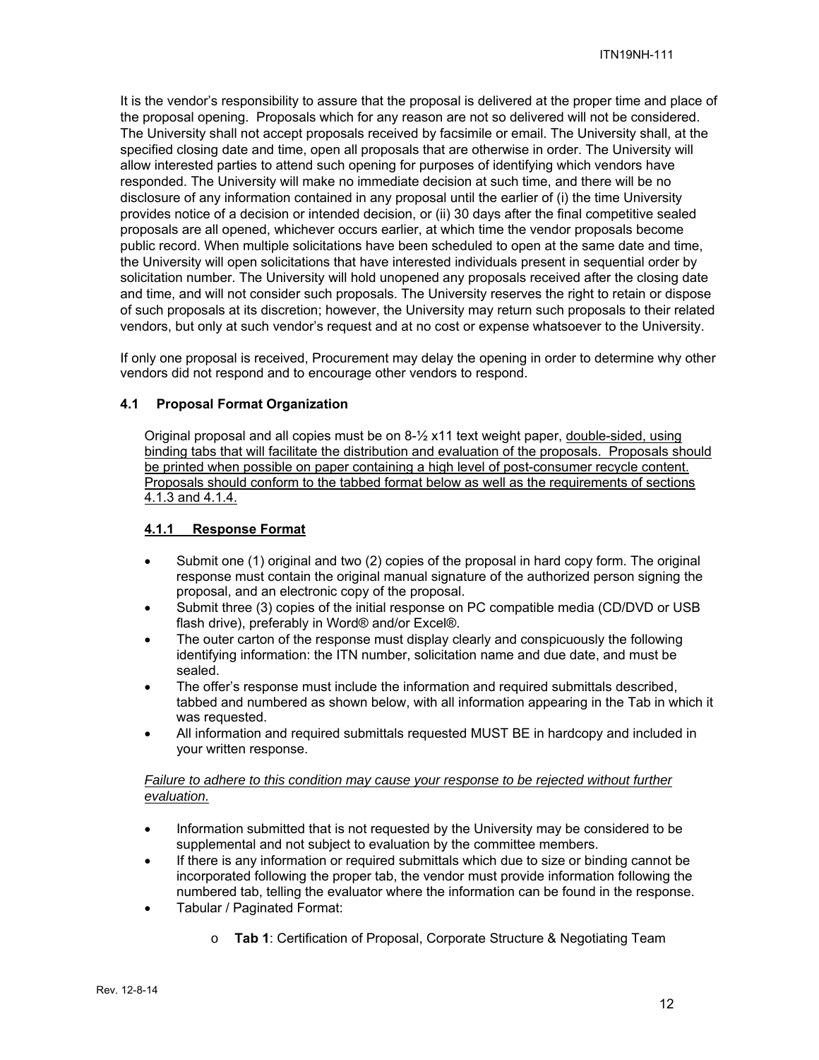It is the vendor's responsibility to assure that the proposal is delivered at the proper time and place of the proposal opening. Proposals which for any reason are not so delivered will not be considered. The University shall not accept proposals received by facsimile or email. The University shall, at the specified closing date and time, open all proposals that are otherwise in order. The University will allow interested parties to attend such opening for purposes of identifying which vendors have responded. The University will make no immediate decision at such time, and there will be no disclosure of any information contained in any proposal until the earlier of (i) the time University provides notice of a decision or intended decision, or (ii) 30 days after the final competitive sealed proposals are all opened, whichever occurs earlier, at which time the vendor proposals become public record. When multiple solicitations have been scheduled to open at the same date and time, the University will open solicitations that have interested individuals present in sequential order by solicitation number. The University will hold unopened any proposals received after the closing date and time, and will not consider such proposals. The University reserves the right to retain or dispose of such proposals at its discretion; however, the University may return such proposals to their related vendors, but only at such vendor's request and at no cost or expense whatsoever to the University.

If only one proposal is received, Procurement may delay the opening in order to determine why other vendors did not respond and to encourage other vendors to respond.

### 4.1 Proposal Format Organization

Original proposal and all copies must be on 8-½ x11 text weight paper, double-sided, using binding tabs that will facilitate the distribution and evaluation of the proposals. Proposals should be printed when possible on paper containing a high level of post-consumer recycle content. Proposals should conform to the tabbed format below as well as the requirements of sections 4.1.3 and 4.1.4.

#### 4.1.1 Response Format

- Submit one (1) original and two (2) copies of the proposal in hard copy form. The original response must contain the original manual signature of the authorized person signing the proposal, and an electronic copy of the proposal.
- Submit three (3) copies of the initial response on PC compatible media (CD/DVD or USB flash drive), preferably in Word® and/or Excel®.
- The outer carton of the response must display clearly and conspicuously the following identifying information: the ITN number, solicitation name and due date, and must be sealed.
- The offer's response must include the information and required submittals described, tabbed and numbered as shown below, with all information appearing in the Tab in which it was requested.
- All information and required submittals requested MUST BE in hardcopy and included in your written response.

*Failure to adhere to this condition may cause your response to be rejected without further evaluation.*

- Information submitted that is not requested by the University may be considered to be supplemental and not subject to evaluation by the committee members.
- If there is any information or required submittals which due to size or binding cannot be incorporated following the proper tab, the vendor must provide information following the numbered tab, telling the evaluator where the information can be found in the response.
- Tabular / Paginated Format:
  - **Tab 1**: Certification of Proposal, Corporate Structure & Negotiating Team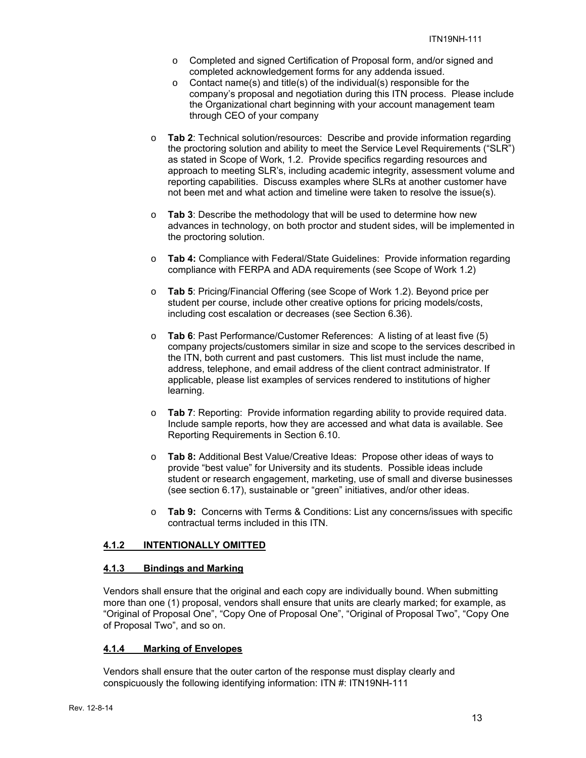- Completed and signed Certification of Proposal form, and/or signed and completed acknowledgement forms for any addenda issued.
- Contact name(s) and title(s) of the individual(s) responsible for the company's proposal and negotiation during this ITN process. Please include the Organizational chart beginning with your account management team through CEO of your company

- **Tab 2**: Technical solution/resources: Describe and provide information regarding the proctoring solution and ability to meet the Service Level Requirements ("SLR") as stated in Scope of Work, 1.2. Provide specifics regarding resources and approach to meeting SLR's, including academic integrity, assessment volume and reporting capabilities. Discuss examples where SLRs at another customer have not been met and what action and timeline were taken to resolve the issue(s).

- **Tab 3**: Describe the methodology that will be used to determine how new advances in technology, on both proctor and student sides, will be implemented in the proctoring solution.

- **Tab 4:** Compliance with Federal/State Guidelines: Provide information regarding compliance with FERPA and ADA requirements (see Scope of Work 1.2)

- **Tab 5**: Pricing/Financial Offering (see Scope of Work 1.2). Beyond price per student per course, include other creative options for pricing models/costs, including cost escalation or decreases (see Section 6.36).

- **Tab 6**: Past Performance/Customer References: A listing of at least five (5) company projects/customers similar in size and scope to the services described in the ITN, both current and past customers. This list must include the name, address, telephone, and email address of the client contract administrator. If applicable, please list examples of services rendered to institutions of higher learning.

- **Tab 7**: Reporting: Provide information regarding ability to provide required data. Include sample reports, how they are accessed and what data is available. See Reporting Requirements in Section 6.10.

- **Tab 8:** Additional Best Value/Creative Ideas: Propose other ideas of ways to provide "best value" for University and its students. Possible ideas include student or research engagement, marketing, use of small and diverse businesses (see section 6.17), sustainable or "green" initiatives, and/or other ideas.

- **Tab 9:** Concerns with Terms & Conditions: List any concerns/issues with specific contractual terms included in this ITN.

#### 4.1.2 INTENTIONALLY OMITTED

#### 4.1.3 Bindings and Marking

Vendors shall ensure that the original and each copy are individually bound. When submitting more than one (1) proposal, vendors shall ensure that units are clearly marked; for example, as "Original of Proposal One", "Copy One of Proposal One", "Original of Proposal Two", "Copy One of Proposal Two", and so on.

#### 4.1.4 Marking of Envelopes

Vendors shall ensure that the outer carton of the response must display clearly and conspicuously the following identifying information: ITN #: ITN19NH-111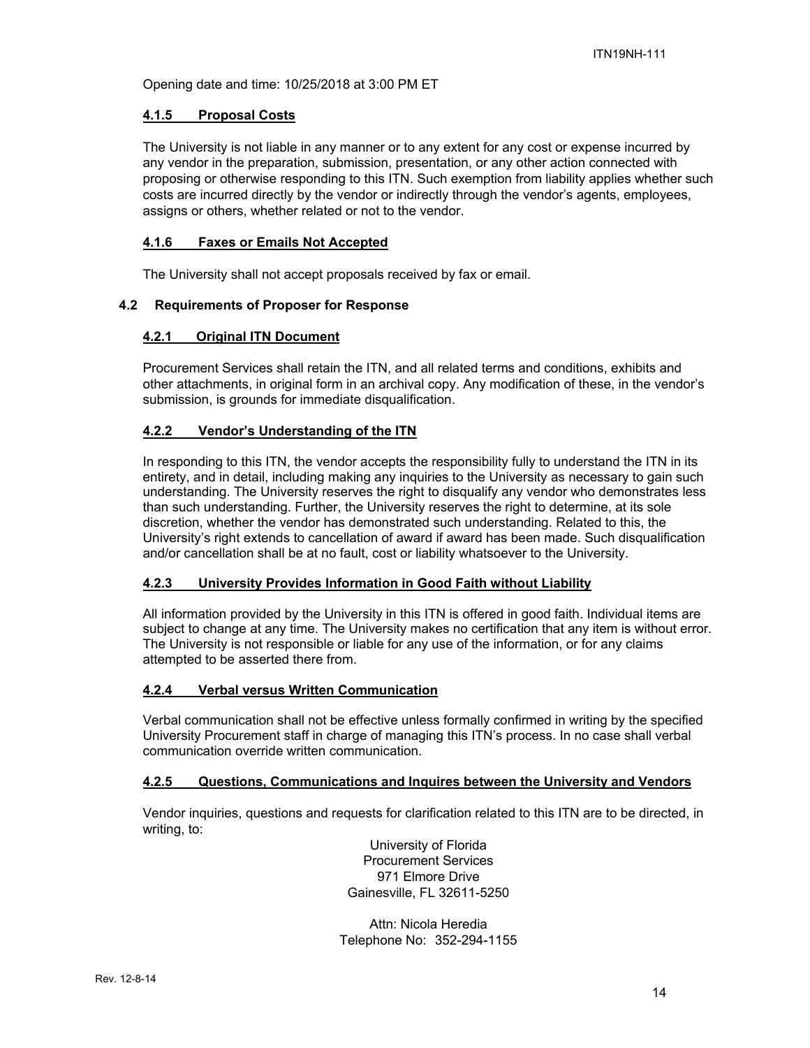Opening date and time: 10/25/2018 at 3:00 PM ET

#### 4.1.5 Proposal Costs

The University is not liable in any manner or to any extent for any cost or expense incurred by any vendor in the preparation, submission, presentation, or any other action connected with proposing or otherwise responding to this ITN. Such exemption from liability applies whether such costs are incurred directly by the vendor or indirectly through the vendor's agents, employees, assigns or others, whether related or not to the vendor.

#### 4.1.6 Faxes or Emails Not Accepted

The University shall not accept proposals received by fax or email.

### 4.2 Requirements of Proposer for Response

#### 4.2.1 Original ITN Document

Procurement Services shall retain the ITN, and all related terms and conditions, exhibits and other attachments, in original form in an archival copy. Any modification of these, in the vendor's submission, is grounds for immediate disqualification.

#### 4.2.2 Vendor's Understanding of the ITN

In responding to this ITN, the vendor accepts the responsibility fully to understand the ITN in its entirety, and in detail, including making any inquiries to the University as necessary to gain such understanding. The University reserves the right to disqualify any vendor who demonstrates less than such understanding. Further, the University reserves the right to determine, at its sole discretion, whether the vendor has demonstrated such understanding. Related to this, the University's right extends to cancellation of award if award has been made. Such disqualification and/or cancellation shall be at no fault, cost or liability whatsoever to the University.

#### 4.2.3 University Provides Information in Good Faith without Liability

All information provided by the University in this ITN is offered in good faith. Individual items are subject to change at any time. The University makes no certification that any item is without error. The University is not responsible or liable for any use of the information, or for any claims attempted to be asserted there from.

#### 4.2.4 Verbal versus Written Communication

Verbal communication shall not be effective unless formally confirmed in writing by the specified University Procurement staff in charge of managing this ITN's process. In no case shall verbal communication override written communication.

#### 4.2.5 Questions, Communications and Inquires between the University and Vendors

Vendor inquiries, questions and requests for clarification related to this ITN are to be directed, in writing, to:

University of Florida
Procurement Services
971 Elmore Drive
Gainesville, FL 32611-5250

Attn: Nicola Heredia
Telephone No: 352-294-1155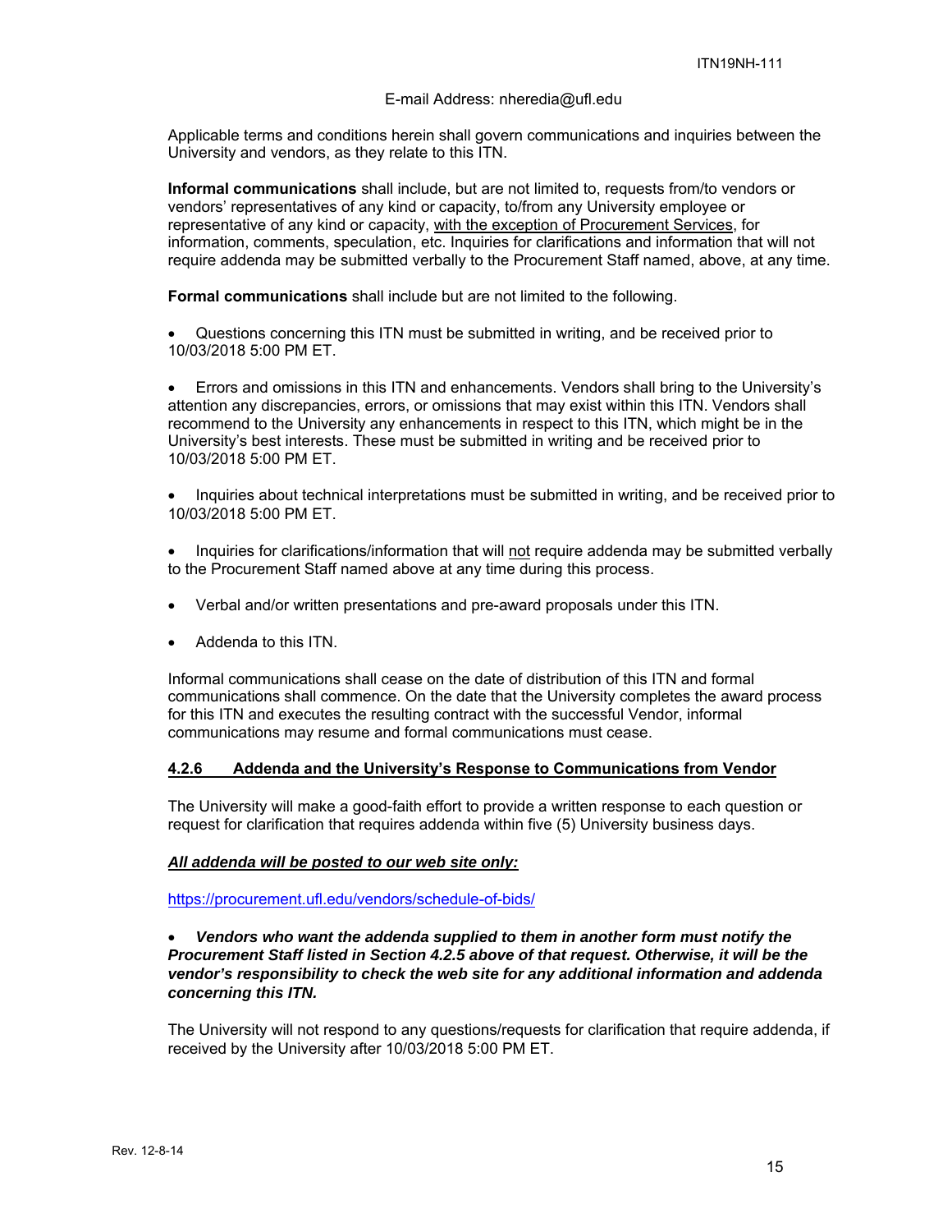E-mail Address: nheredia@ufl.edu

Applicable terms and conditions herein shall govern communications and inquiries between the University and vendors, as they relate to this ITN.

**Informal communications** shall include, but are not limited to, requests from/to vendors or vendors' representatives of any kind or capacity, to/from any University employee or representative of any kind or capacity, <u>with the exception of Procurement Services</u>, for information, comments, speculation, etc. Inquiries for clarifications and information that will not require addenda may be submitted verbally to the Procurement Staff named, above, at any time.

**Formal communications** shall include but are not limited to the following.

- Questions concerning this ITN must be submitted in writing, and be received prior to 10/03/2018 5:00 PM ET.
- Errors and omissions in this ITN and enhancements. Vendors shall bring to the University's attention any discrepancies, errors, or omissions that may exist within this ITN. Vendors shall recommend to the University any enhancements in respect to this ITN, which might be in the University's best interests. These must be submitted in writing and be received prior to 10/03/2018 5:00 PM ET.
- Inquiries about technical interpretations must be submitted in writing, and be received prior to 10/03/2018 5:00 PM ET.
- Inquiries for clarifications/information that will <u>not</u> require addenda may be submitted verbally to the Procurement Staff named above at any time during this process.
- Verbal and/or written presentations and pre-award proposals under this ITN.
- Addenda to this ITN.

Informal communications shall cease on the date of distribution of this ITN and formal communications shall commence. On the date that the University completes the award process for this ITN and executes the resulting contract with the successful Vendor, informal communications may resume and formal communications must cease.

### 4.2.6 Addenda and the University's Response to Communications from Vendor

The University will make a good-faith effort to provide a written response to each question or request for clarification that requires addenda within five (5) University business days.

***<u>All addenda will be posted to our web site only:</u>***

https://procurement.ufl.edu/vendors/schedule-of-bids/

- ***Vendors who want the addenda supplied to them in another form must notify the Procurement Staff listed in Section 4.2.5 above of that request. Otherwise, it will be the vendor's responsibility to check the web site for any additional information and addenda concerning this ITN.***

The University will not respond to any questions/requests for clarification that require addenda, if received by the University after 10/03/2018 5:00 PM ET.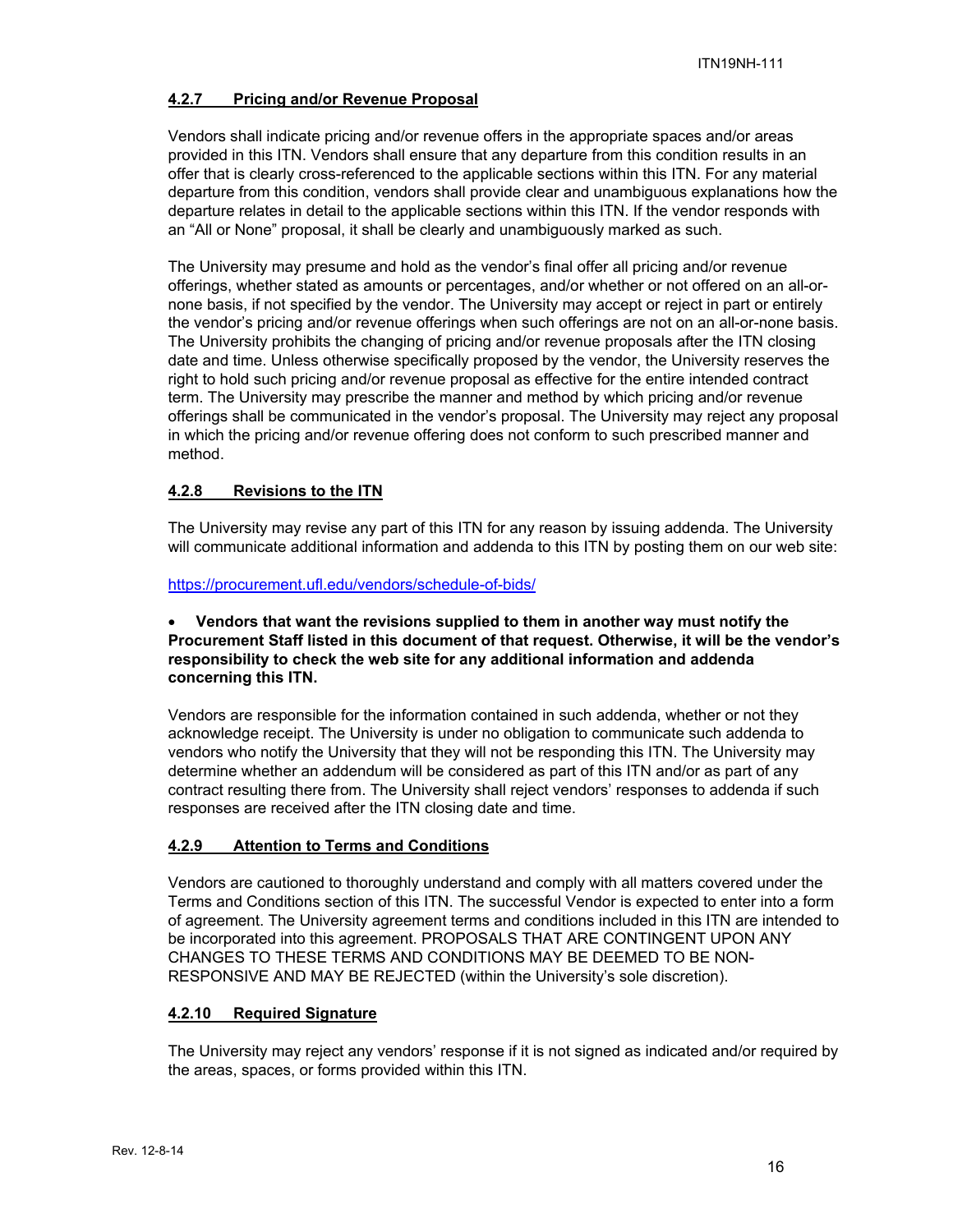#### **4.2.7 Pricing and/or Revenue Proposal**

Vendors shall indicate pricing and/or revenue offers in the appropriate spaces and/or areas provided in this ITN. Vendors shall ensure that any departure from this condition results in an offer that is clearly cross-referenced to the applicable sections within this ITN. For any material departure from this condition, vendors shall provide clear and unambiguous explanations how the departure relates in detail to the applicable sections within this ITN. If the vendor responds with an "All or None" proposal, it shall be clearly and unambiguously marked as such.

The University may presume and hold as the vendor's final offer all pricing and/or revenue offerings, whether stated as amounts or percentages, and/or whether or not offered on an all-or-none basis, if not specified by the vendor. The University may accept or reject in part or entirely the vendor's pricing and/or revenue offerings when such offerings are not on an all-or-none basis. The University prohibits the changing of pricing and/or revenue proposals after the ITN closing date and time. Unless otherwise specifically proposed by the vendor, the University reserves the right to hold such pricing and/or revenue proposal as effective for the entire intended contract term. The University may prescribe the manner and method by which pricing and/or revenue offerings shall be communicated in the vendor's proposal. The University may reject any proposal in which the pricing and/or revenue offering does not conform to such prescribed manner and method.

#### **4.2.8 Revisions to the ITN**

The University may revise any part of this ITN for any reason by issuing addenda. The University will communicate additional information and addenda to this ITN by posting them on our web site:

https://procurement.ufl.edu/vendors/schedule-of-bids/

- **Vendors that want the revisions supplied to them in another way must notify the Procurement Staff listed in this document of that request. Otherwise, it will be the vendor's responsibility to check the web site for any additional information and addenda concerning this ITN.**

Vendors are responsible for the information contained in such addenda, whether or not they acknowledge receipt. The University is under no obligation to communicate such addenda to vendors who notify the University that they will not be responding this ITN. The University may determine whether an addendum will be considered as part of this ITN and/or as part of any contract resulting there from. The University shall reject vendors' responses to addenda if such responses are received after the ITN closing date and time.

#### **4.2.9 Attention to Terms and Conditions**

Vendors are cautioned to thoroughly understand and comply with all matters covered under the Terms and Conditions section of this ITN. The successful Vendor is expected to enter into a form of agreement. The University agreement terms and conditions included in this ITN are intended to be incorporated into this agreement. PROPOSALS THAT ARE CONTINGENT UPON ANY CHANGES TO THESE TERMS AND CONDITIONS MAY BE DEEMED TO BE NON-RESPONSIVE AND MAY BE REJECTED (within the University's sole discretion).

#### **4.2.10 Required Signature**

The University may reject any vendors' response if it is not signed as indicated and/or required by the areas, spaces, or forms provided within this ITN.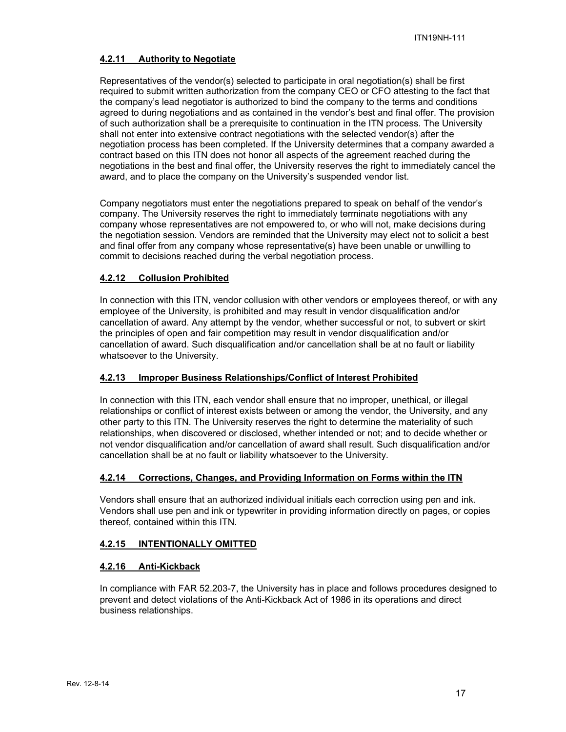#### 4.2.11 Authority to Negotiate

Representatives of the vendor(s) selected to participate in oral negotiation(s) shall be first required to submit written authorization from the company CEO or CFO attesting to the fact that the company's lead negotiator is authorized to bind the company to the terms and conditions agreed to during negotiations and as contained in the vendor's best and final offer. The provision of such authorization shall be a prerequisite to continuation in the ITN process. The University shall not enter into extensive contract negotiations with the selected vendor(s) after the negotiation process has been completed. If the University determines that a company awarded a contract based on this ITN does not honor all aspects of the agreement reached during the negotiations in the best and final offer, the University reserves the right to immediately cancel the award, and to place the company on the University's suspended vendor list.

Company negotiators must enter the negotiations prepared to speak on behalf of the vendor's company. The University reserves the right to immediately terminate negotiations with any company whose representatives are not empowered to, or who will not, make decisions during the negotiation session. Vendors are reminded that the University may elect not to solicit a best and final offer from any company whose representative(s) have been unable or unwilling to commit to decisions reached during the verbal negotiation process.

#### 4.2.12 Collusion Prohibited

In connection with this ITN, vendor collusion with other vendors or employees thereof, or with any employee of the University, is prohibited and may result in vendor disqualification and/or cancellation of award. Any attempt by the vendor, whether successful or not, to subvert or skirt the principles of open and fair competition may result in vendor disqualification and/or cancellation of award. Such disqualification and/or cancellation shall be at no fault or liability whatsoever to the University.

#### 4.2.13 Improper Business Relationships/Conflict of Interest Prohibited

In connection with this ITN, each vendor shall ensure that no improper, unethical, or illegal relationships or conflict of interest exists between or among the vendor, the University, and any other party to this ITN. The University reserves the right to determine the materiality of such relationships, when discovered or disclosed, whether intended or not; and to decide whether or not vendor disqualification and/or cancellation of award shall result. Such disqualification and/or cancellation shall be at no fault or liability whatsoever to the University.

#### 4.2.14 Corrections, Changes, and Providing Information on Forms within the ITN

Vendors shall ensure that an authorized individual initials each correction using pen and ink. Vendors shall use pen and ink or typewriter in providing information directly on pages, or copies thereof, contained within this ITN.

#### 4.2.15 INTENTIONALLY OMITTED

#### 4.2.16 Anti-Kickback

In compliance with FAR 52.203-7, the University has in place and follows procedures designed to prevent and detect violations of the Anti-Kickback Act of 1986 in its operations and direct business relationships.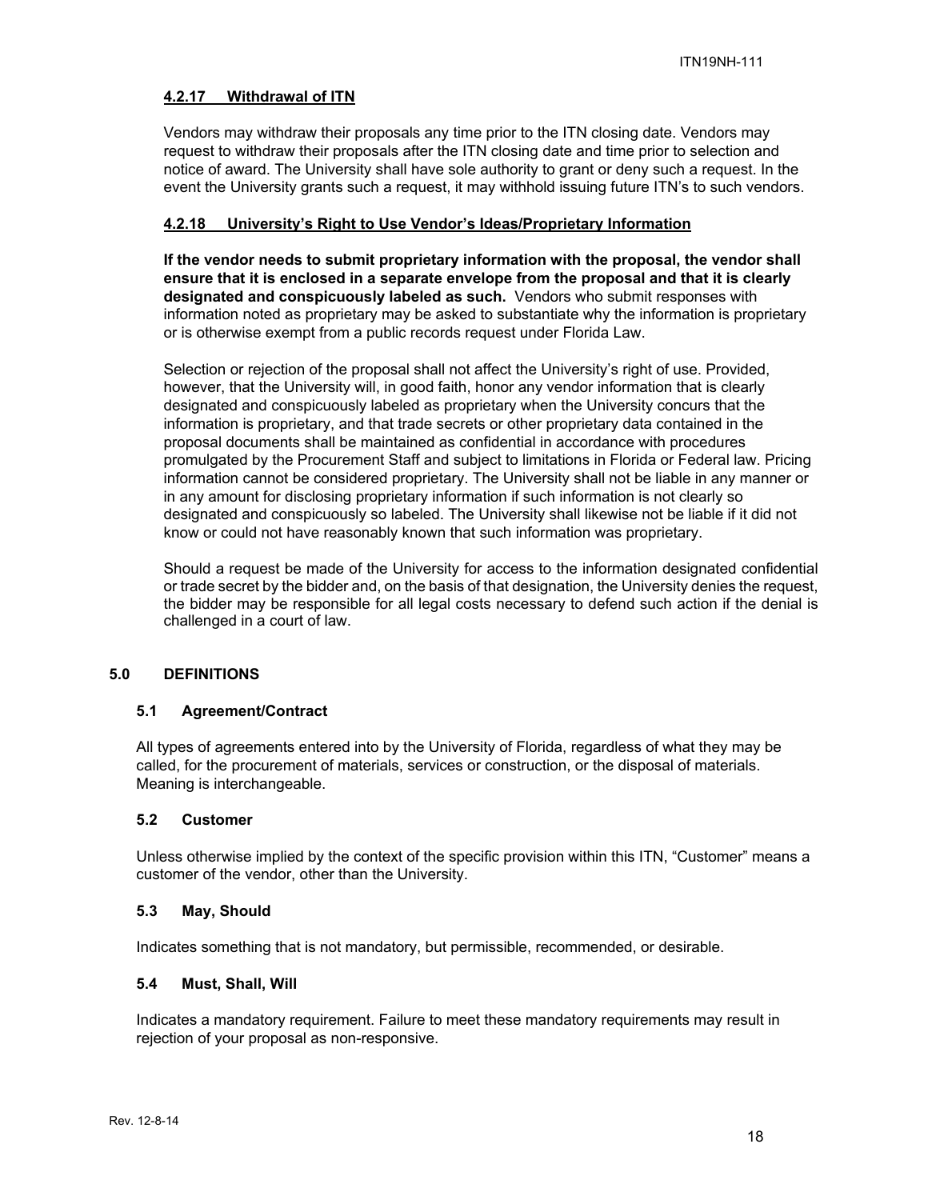#### 4.2.17 Withdrawal of ITN

Vendors may withdraw their proposals any time prior to the ITN closing date. Vendors may request to withdraw their proposals after the ITN closing date and time prior to selection and notice of award. The University shall have sole authority to grant or deny such a request. In the event the University grants such a request, it may withhold issuing future ITN's to such vendors.

#### 4.2.18 University's Right to Use Vendor's Ideas/Proprietary Information

**If the vendor needs to submit proprietary information with the proposal, the vendor shall ensure that it is enclosed in a separate envelope from the proposal and that it is clearly designated and conspicuously labeled as such.** Vendors who submit responses with information noted as proprietary may be asked to substantiate why the information is proprietary or is otherwise exempt from a public records request under Florida Law.

Selection or rejection of the proposal shall not affect the University's right of use. Provided, however, that the University will, in good faith, honor any vendor information that is clearly designated and conspicuously labeled as proprietary when the University concurs that the information is proprietary, and that trade secrets or other proprietary data contained in the proposal documents shall be maintained as confidential in accordance with procedures promulgated by the Procurement Staff and subject to limitations in Florida or Federal law. Pricing information cannot be considered proprietary. The University shall not be liable in any manner or in any amount for disclosing proprietary information if such information is not clearly so designated and conspicuously so labeled. The University shall likewise not be liable if it did not know or could not have reasonably known that such information was proprietary.

Should a request be made of the University for access to the information designated confidential or trade secret by the bidder and, on the basis of that designation, the University denies the request, the bidder may be responsible for all legal costs necessary to defend such action if the denial is challenged in a court of law.

## 5.0 DEFINITIONS

### 5.1 Agreement/Contract

All types of agreements entered into by the University of Florida, regardless of what they may be called, for the procurement of materials, services or construction, or the disposal of materials. Meaning is interchangeable.

### 5.2 Customer

Unless otherwise implied by the context of the specific provision within this ITN, "Customer" means a customer of the vendor, other than the University.

### 5.3 May, Should

Indicates something that is not mandatory, but permissible, recommended, or desirable.

### 5.4 Must, Shall, Will

Indicates a mandatory requirement. Failure to meet these mandatory requirements may result in rejection of your proposal as non-responsive.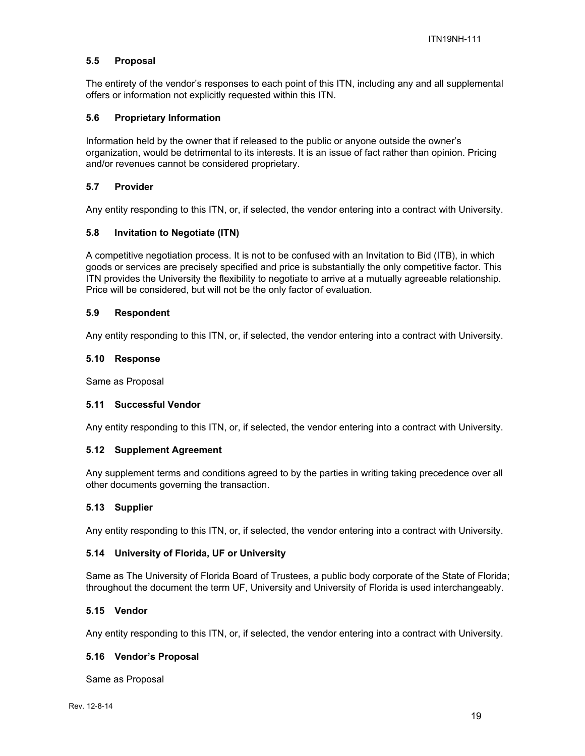### 5.5 Proposal

The entirety of the vendor's responses to each point of this ITN, including any and all supplemental offers or information not explicitly requested within this ITN.

### 5.6 Proprietary Information

Information held by the owner that if released to the public or anyone outside the owner's organization, would be detrimental to its interests. It is an issue of fact rather than opinion. Pricing and/or revenues cannot be considered proprietary.

### 5.7 Provider

Any entity responding to this ITN, or, if selected, the vendor entering into a contract with University.

### 5.8 Invitation to Negotiate (ITN)

A competitive negotiation process. It is not to be confused with an Invitation to Bid (ITB), in which goods or services are precisely specified and price is substantially the only competitive factor. This ITN provides the University the flexibility to negotiate to arrive at a mutually agreeable relationship. Price will be considered, but will not be the only factor of evaluation.

### 5.9 Respondent

Any entity responding to this ITN, or, if selected, the vendor entering into a contract with University.

### 5.10 Response

Same as Proposal

### 5.11 Successful Vendor

Any entity responding to this ITN, or, if selected, the vendor entering into a contract with University.

### 5.12 Supplement Agreement

Any supplement terms and conditions agreed to by the parties in writing taking precedence over all other documents governing the transaction.

### 5.13 Supplier

Any entity responding to this ITN, or, if selected, the vendor entering into a contract with University.

### 5.14 University of Florida, UF or University

Same as The University of Florida Board of Trustees, a public body corporate of the State of Florida; throughout the document the term UF, University and University of Florida is used interchangeably.

### 5.15 Vendor

Any entity responding to this ITN, or, if selected, the vendor entering into a contract with University.

### 5.16 Vendor's Proposal

Same as Proposal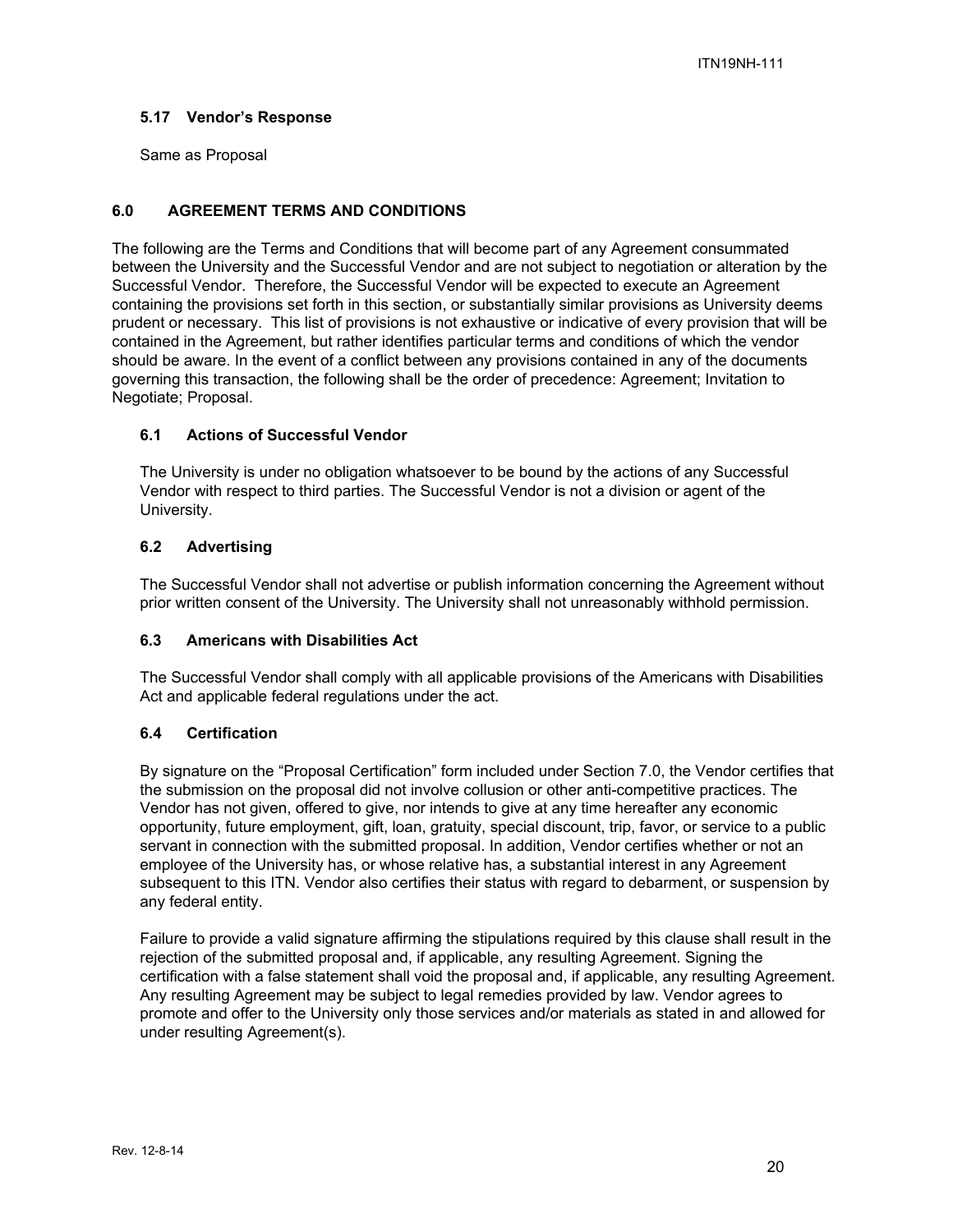### 5.17 Vendor's Response

Same as Proposal

## 6.0 AGREEMENT TERMS AND CONDITIONS

The following are the Terms and Conditions that will become part of any Agreement consummated between the University and the Successful Vendor and are not subject to negotiation or alteration by the Successful Vendor. Therefore, the Successful Vendor will be expected to execute an Agreement containing the provisions set forth in this section, or substantially similar provisions as University deems prudent or necessary. This list of provisions is not exhaustive or indicative of every provision that will be contained in the Agreement, but rather identifies particular terms and conditions of which the vendor should be aware. In the event of a conflict between any provisions contained in any of the documents governing this transaction, the following shall be the order of precedence: Agreement; Invitation to Negotiate; Proposal.

### 6.1 Actions of Successful Vendor

The University is under no obligation whatsoever to be bound by the actions of any Successful Vendor with respect to third parties. The Successful Vendor is not a division or agent of the University.

### 6.2 Advertising

The Successful Vendor shall not advertise or publish information concerning the Agreement without prior written consent of the University. The University shall not unreasonably withhold permission.

### 6.3 Americans with Disabilities Act

The Successful Vendor shall comply with all applicable provisions of the Americans with Disabilities Act and applicable federal regulations under the act.

### 6.4 Certification

By signature on the "Proposal Certification" form included under Section 7.0, the Vendor certifies that the submission on the proposal did not involve collusion or other anti-competitive practices. The Vendor has not given, offered to give, nor intends to give at any time hereafter any economic opportunity, future employment, gift, loan, gratuity, special discount, trip, favor, or service to a public servant in connection with the submitted proposal. In addition, Vendor certifies whether or not an employee of the University has, or whose relative has, a substantial interest in any Agreement subsequent to this ITN. Vendor also certifies their status with regard to debarment, or suspension by any federal entity.

Failure to provide a valid signature affirming the stipulations required by this clause shall result in the rejection of the submitted proposal and, if applicable, any resulting Agreement. Signing the certification with a false statement shall void the proposal and, if applicable, any resulting Agreement. Any resulting Agreement may be subject to legal remedies provided by law. Vendor agrees to promote and offer to the University only those services and/or materials as stated in and allowed for under resulting Agreement(s).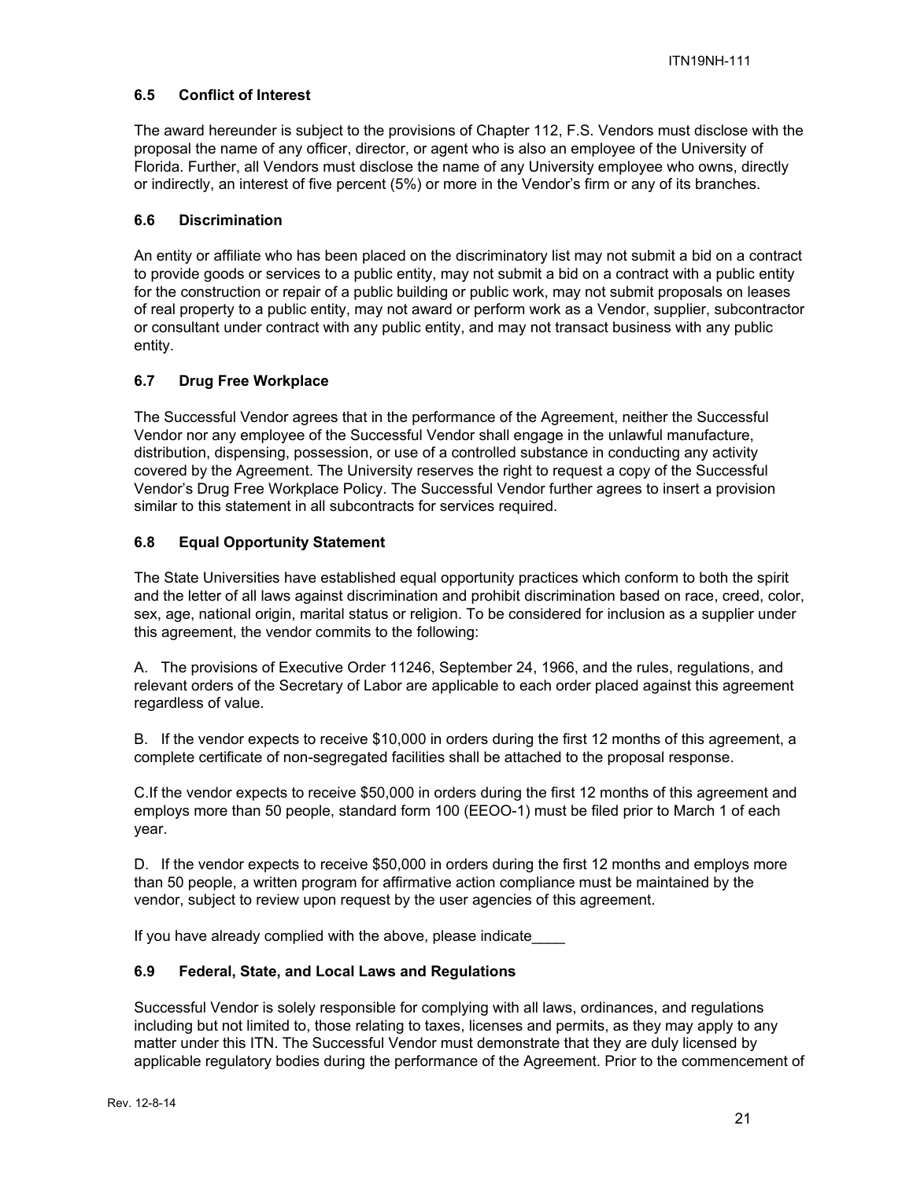### 6.5 Conflict of Interest

The award hereunder is subject to the provisions of Chapter 112, F.S. Vendors must disclose with the proposal the name of any officer, director, or agent who is also an employee of the University of Florida. Further, all Vendors must disclose the name of any University employee who owns, directly or indirectly, an interest of five percent (5%) or more in the Vendor's firm or any of its branches.

### 6.6 Discrimination

An entity or affiliate who has been placed on the discriminatory list may not submit a bid on a contract to provide goods or services to a public entity, may not submit a bid on a contract with a public entity for the construction or repair of a public building or public work, may not submit proposals on leases of real property to a public entity, may not award or perform work as a Vendor, supplier, subcontractor or consultant under contract with any public entity, and may not transact business with any public entity.

### 6.7 Drug Free Workplace

The Successful Vendor agrees that in the performance of the Agreement, neither the Successful Vendor nor any employee of the Successful Vendor shall engage in the unlawful manufacture, distribution, dispensing, possession, or use of a controlled substance in conducting any activity covered by the Agreement. The University reserves the right to request a copy of the Successful Vendor's Drug Free Workplace Policy. The Successful Vendor further agrees to insert a provision similar to this statement in all subcontracts for services required.

### 6.8 Equal Opportunity Statement

The State Universities have established equal opportunity practices which conform to both the spirit and the letter of all laws against discrimination and prohibit discrimination based on race, creed, color, sex, age, national origin, marital status or religion. To be considered for inclusion as a supplier under this agreement, the vendor commits to the following:

A. The provisions of Executive Order 11246, September 24, 1966, and the rules, regulations, and relevant orders of the Secretary of Labor are applicable to each order placed against this agreement regardless of value.

B. If the vendor expects to receive $10,000 in orders during the first 12 months of this agreement, a complete certificate of non-segregated facilities shall be attached to the proposal response.

C.If the vendor expects to receive $50,000 in orders during the first 12 months of this agreement and employs more than 50 people, standard form 100 (EEOO-1) must be filed prior to March 1 of each year.

D. If the vendor expects to receive $50,000 in orders during the first 12 months and employs more than 50 people, a written program for affirmative action compliance must be maintained by the vendor, subject to review upon request by the user agencies of this agreement.

If you have already complied with the above, please indicate____

### 6.9 Federal, State, and Local Laws and Regulations

Successful Vendor is solely responsible for complying with all laws, ordinances, and regulations including but not limited to, those relating to taxes, licenses and permits, as they may apply to any matter under this ITN. The Successful Vendor must demonstrate that they are duly licensed by applicable regulatory bodies during the performance of the Agreement. Prior to the commencement of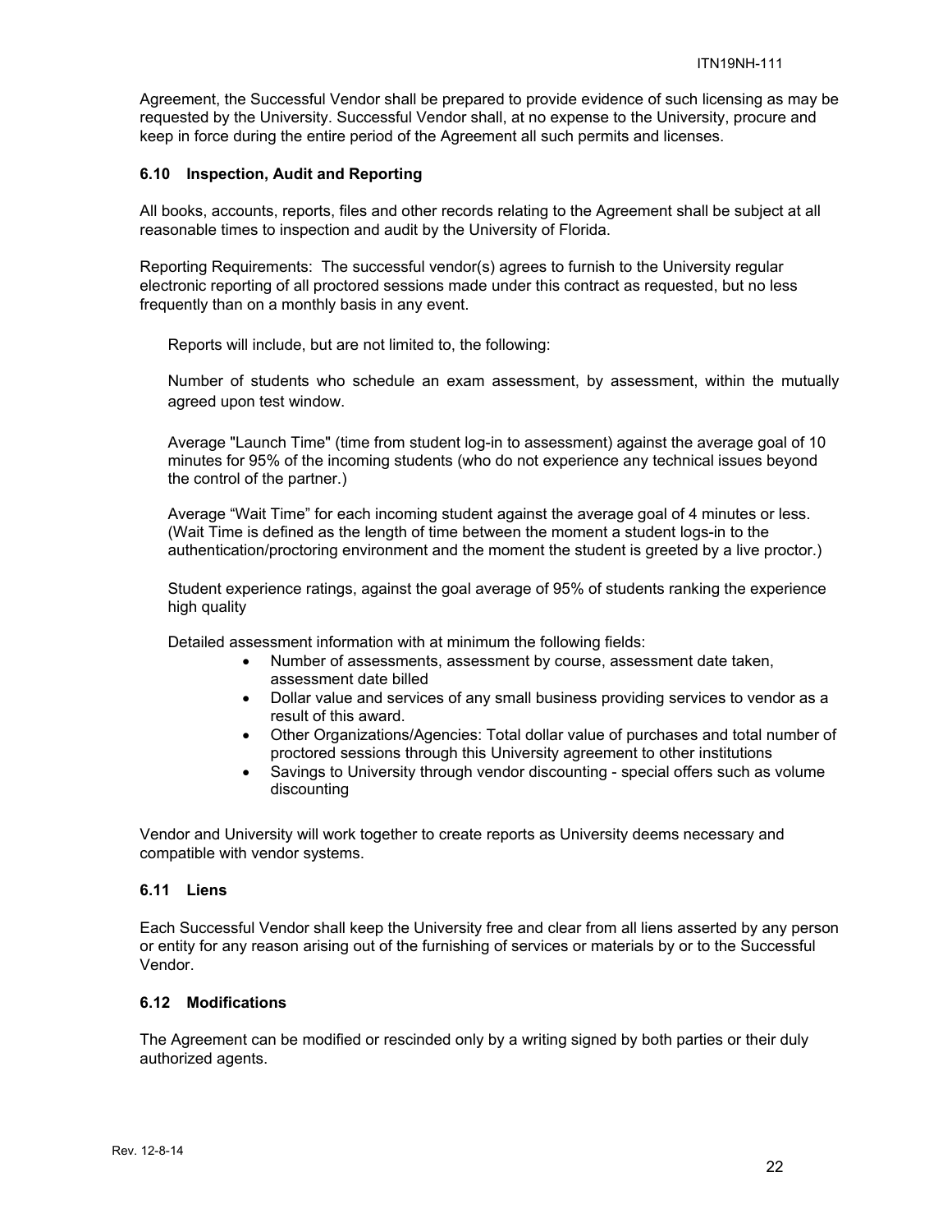Agreement, the Successful Vendor shall be prepared to provide evidence of such licensing as may be requested by the University. Successful Vendor shall, at no expense to the University, procure and keep in force during the entire period of the Agreement all such permits and licenses.

### 6.10 Inspection, Audit and Reporting

All books, accounts, reports, files and other records relating to the Agreement shall be subject at all reasonable times to inspection and audit by the University of Florida.

Reporting Requirements: The successful vendor(s) agrees to furnish to the University regular electronic reporting of all proctored sessions made under this contract as requested, but no less frequently than on a monthly basis in any event.

Reports will include, but are not limited to, the following:

Number of students who schedule an exam assessment, by assessment, within the mutually agreed upon test window.

Average "Launch Time" (time from student log-in to assessment) against the average goal of 10 minutes for 95% of the incoming students (who do not experience any technical issues beyond the control of the partner.)

Average "Wait Time" for each incoming student against the average goal of 4 minutes or less. (Wait Time is defined as the length of time between the moment a student logs-in to the authentication/proctoring environment and the moment the student is greeted by a live proctor.)

Student experience ratings, against the goal average of 95% of students ranking the experience high quality

Detailed assessment information with at minimum the following fields:

- Number of assessments, assessment by course, assessment date taken, assessment date billed
- Dollar value and services of any small business providing services to vendor as a result of this award.
- Other Organizations/Agencies: Total dollar value of purchases and total number of proctored sessions through this University agreement to other institutions
- Savings to University through vendor discounting - special offers such as volume discounting

Vendor and University will work together to create reports as University deems necessary and compatible with vendor systems.

### 6.11 Liens

Each Successful Vendor shall keep the University free and clear from all liens asserted by any person or entity for any reason arising out of the furnishing of services or materials by or to the Successful Vendor.

### 6.12 Modifications

The Agreement can be modified or rescinded only by a writing signed by both parties or their duly authorized agents.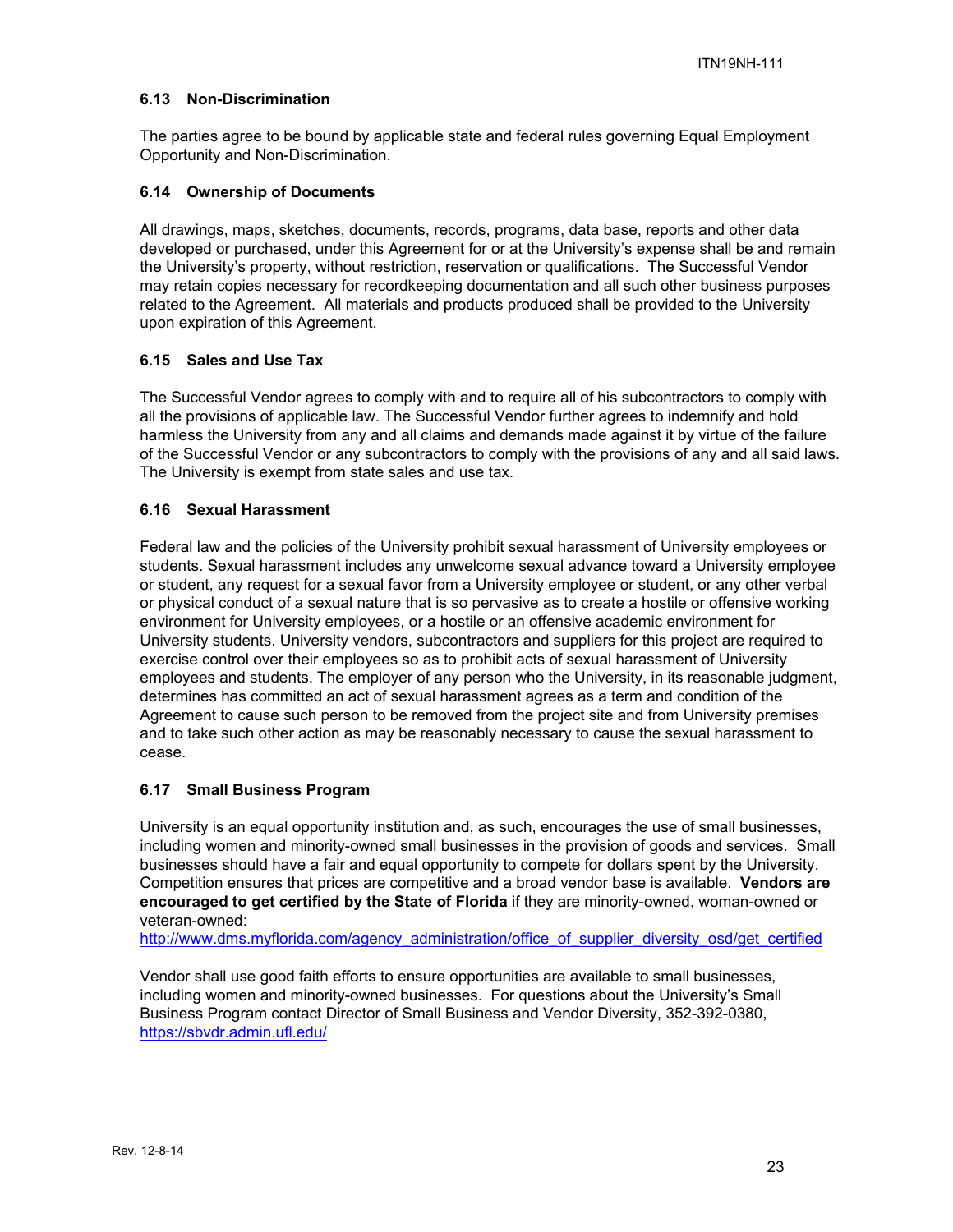### 6.13 Non-Discrimination

The parties agree to be bound by applicable state and federal rules governing Equal Employment Opportunity and Non-Discrimination.

### 6.14 Ownership of Documents

All drawings, maps, sketches, documents, records, programs, data base, reports and other data developed or purchased, under this Agreement for or at the University's expense shall be and remain the University's property, without restriction, reservation or qualifications. The Successful Vendor may retain copies necessary for recordkeeping documentation and all such other business purposes related to the Agreement. All materials and products produced shall be provided to the University upon expiration of this Agreement.

### 6.15 Sales and Use Tax

The Successful Vendor agrees to comply with and to require all of his subcontractors to comply with all the provisions of applicable law. The Successful Vendor further agrees to indemnify and hold harmless the University from any and all claims and demands made against it by virtue of the failure of the Successful Vendor or any subcontractors to comply with the provisions of any and all said laws. The University is exempt from state sales and use tax.

### 6.16 Sexual Harassment

Federal law and the policies of the University prohibit sexual harassment of University employees or students. Sexual harassment includes any unwelcome sexual advance toward a University employee or student, any request for a sexual favor from a University employee or student, or any other verbal or physical conduct of a sexual nature that is so pervasive as to create a hostile or offensive working environment for University employees, or a hostile or an offensive academic environment for University students. University vendors, subcontractors and suppliers for this project are required to exercise control over their employees so as to prohibit acts of sexual harassment of University employees and students. The employer of any person who the University, in its reasonable judgment, determines has committed an act of sexual harassment agrees as a term and condition of the Agreement to cause such person to be removed from the project site and from University premises and to take such other action as may be reasonably necessary to cause the sexual harassment to cease.

### 6.17 Small Business Program

University is an equal opportunity institution and, as such, encourages the use of small businesses, including women and minority-owned small businesses in the provision of goods and services. Small businesses should have a fair and equal opportunity to compete for dollars spent by the University. Competition ensures that prices are competitive and a broad vendor base is available. **Vendors are encouraged to get certified by the State of Florida** if they are minority-owned, woman-owned or veteran-owned:
http://www.dms.myflorida.com/agency_administration/office_of_supplier_diversity_osd/get_certified

Vendor shall use good faith efforts to ensure opportunities are available to small businesses, including women and minority-owned businesses. For questions about the University's Small Business Program contact Director of Small Business and Vendor Diversity, 352-392-0380, https://sbvdr.admin.ufl.edu/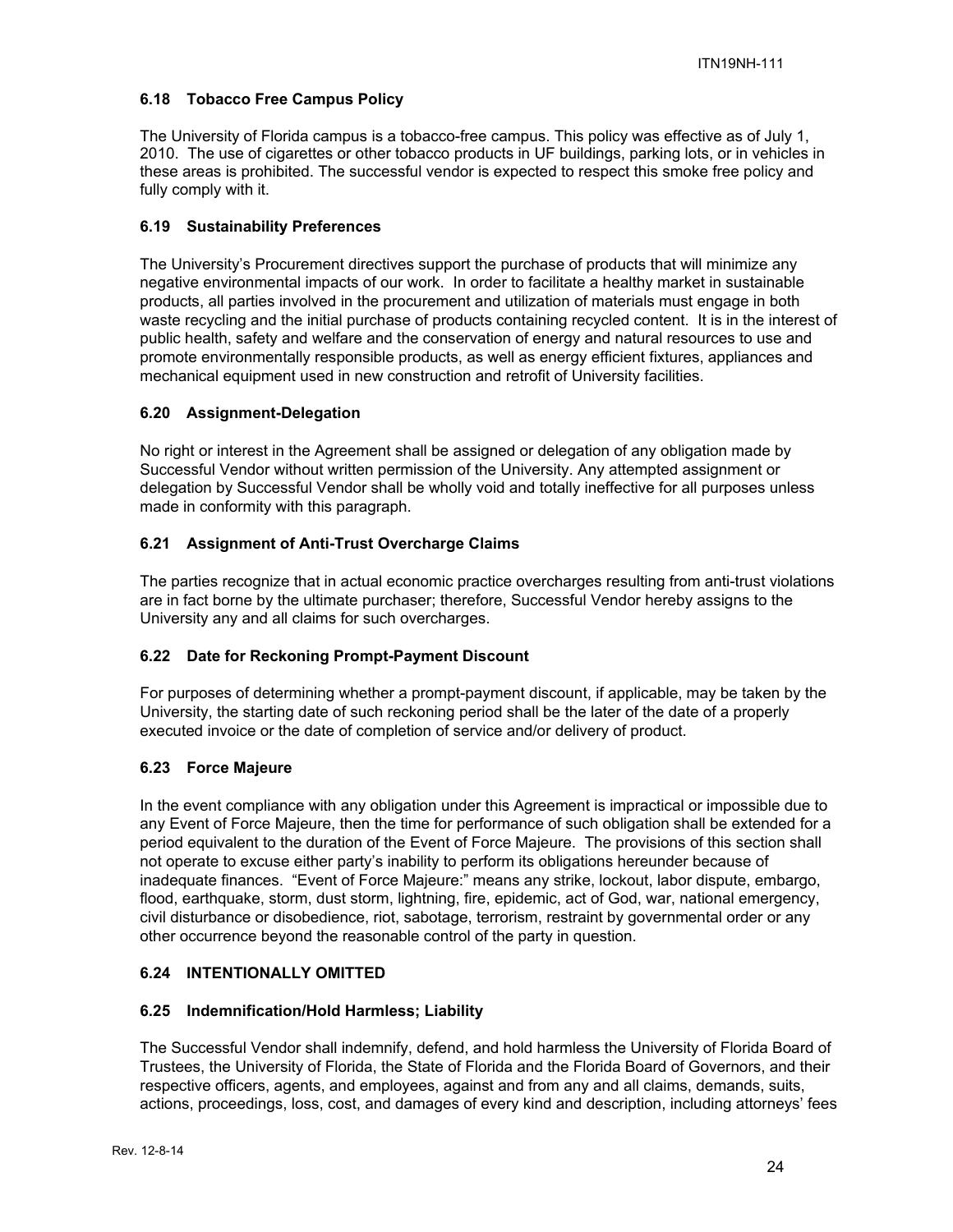### 6.18 Tobacco Free Campus Policy

The University of Florida campus is a tobacco-free campus. This policy was effective as of July 1, 2010. The use of cigarettes or other tobacco products in UF buildings, parking lots, or in vehicles in these areas is prohibited. The successful vendor is expected to respect this smoke free policy and fully comply with it.

### 6.19 Sustainability Preferences

The University's Procurement directives support the purchase of products that will minimize any negative environmental impacts of our work. In order to facilitate a healthy market in sustainable products, all parties involved in the procurement and utilization of materials must engage in both waste recycling and the initial purchase of products containing recycled content. It is in the interest of public health, safety and welfare and the conservation of energy and natural resources to use and promote environmentally responsible products, as well as energy efficient fixtures, appliances and mechanical equipment used in new construction and retrofit of University facilities.

### 6.20 Assignment-Delegation

No right or interest in the Agreement shall be assigned or delegation of any obligation made by Successful Vendor without written permission of the University. Any attempted assignment or delegation by Successful Vendor shall be wholly void and totally ineffective for all purposes unless made in conformity with this paragraph.

### 6.21 Assignment of Anti-Trust Overcharge Claims

The parties recognize that in actual economic practice overcharges resulting from anti-trust violations are in fact borne by the ultimate purchaser; therefore, Successful Vendor hereby assigns to the University any and all claims for such overcharges.

### 6.22 Date for Reckoning Prompt-Payment Discount

For purposes of determining whether a prompt-payment discount, if applicable, may be taken by the University, the starting date of such reckoning period shall be the later of the date of a properly executed invoice or the date of completion of service and/or delivery of product.

### 6.23 Force Majeure

In the event compliance with any obligation under this Agreement is impractical or impossible due to any Event of Force Majeure, then the time for performance of such obligation shall be extended for a period equivalent to the duration of the Event of Force Majeure. The provisions of this section shall not operate to excuse either party's inability to perform its obligations hereunder because of inadequate finances. "Event of Force Majeure:" means any strike, lockout, labor dispute, embargo, flood, earthquake, storm, dust storm, lightning, fire, epidemic, act of God, war, national emergency, civil disturbance or disobedience, riot, sabotage, terrorism, restraint by governmental order or any other occurrence beyond the reasonable control of the party in question.

### 6.24 INTENTIONALLY OMITTED

### 6.25 Indemnification/Hold Harmless; Liability

The Successful Vendor shall indemnify, defend, and hold harmless the University of Florida Board of Trustees, the University of Florida, the State of Florida and the Florida Board of Governors, and their respective officers, agents, and employees, against and from any and all claims, demands, suits, actions, proceedings, loss, cost, and damages of every kind and description, including attorneys' fees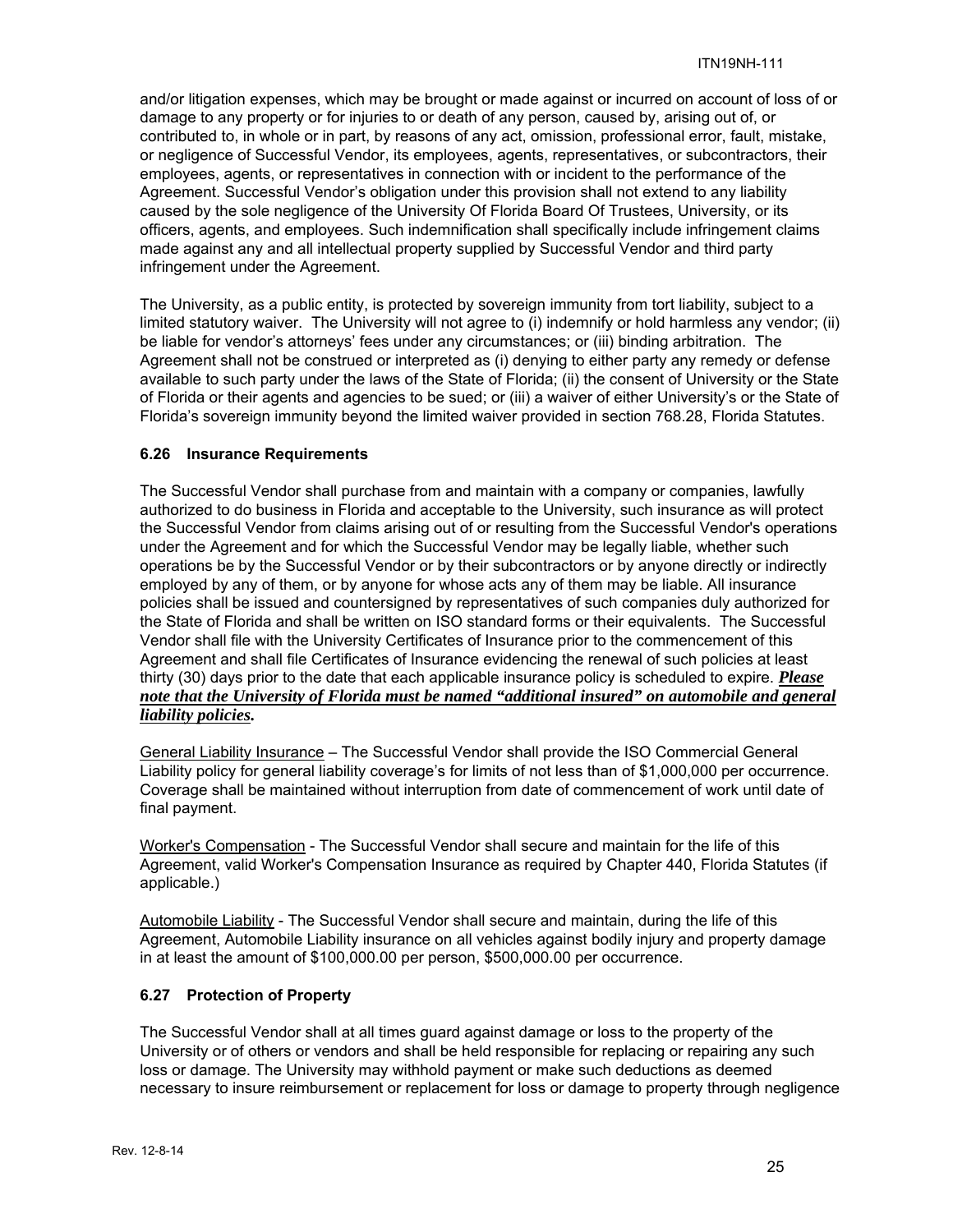and/or litigation expenses, which may be brought or made against or incurred on account of loss of or damage to any property or for injuries to or death of any person, caused by, arising out of, or contributed to, in whole or in part, by reasons of any act, omission, professional error, fault, mistake, or negligence of Successful Vendor, its employees, agents, representatives, or subcontractors, their employees, agents, or representatives in connection with or incident to the performance of the Agreement. Successful Vendor's obligation under this provision shall not extend to any liability caused by the sole negligence of the University Of Florida Board Of Trustees, University, or its officers, agents, and employees. Such indemnification shall specifically include infringement claims made against any and all intellectual property supplied by Successful Vendor and third party infringement under the Agreement.

The University, as a public entity, is protected by sovereign immunity from tort liability, subject to a limited statutory waiver. The University will not agree to (i) indemnify or hold harmless any vendor; (ii) be liable for vendor's attorneys' fees under any circumstances; or (iii) binding arbitration. The Agreement shall not be construed or interpreted as (i) denying to either party any remedy or defense available to such party under the laws of the State of Florida; (ii) the consent of University or the State of Florida or their agents and agencies to be sued; or (iii) a waiver of either University's or the State of Florida's sovereign immunity beyond the limited waiver provided in section 768.28, Florida Statutes.

### 6.26 Insurance Requirements

The Successful Vendor shall purchase from and maintain with a company or companies, lawfully authorized to do business in Florida and acceptable to the University, such insurance as will protect the Successful Vendor from claims arising out of or resulting from the Successful Vendor's operations under the Agreement and for which the Successful Vendor may be legally liable, whether such operations be by the Successful Vendor or by their subcontractors or by anyone directly or indirectly employed by any of them, or by anyone for whose acts any of them may be liable. All insurance policies shall be issued and countersigned by representatives of such companies duly authorized for the State of Florida and shall be written on ISO standard forms or their equivalents. The Successful Vendor shall file with the University Certificates of Insurance prior to the commencement of this Agreement and shall file Certificates of Insurance evidencing the renewal of such policies at least thirty (30) days prior to the date that each applicable insurance policy is scheduled to expire. ***Please note that the University of Florida must be named "additional insured" on automobile and general liability policies.***

General Liability Insurance – The Successful Vendor shall provide the ISO Commercial General Liability policy for general liability coverage's for limits of not less than of $1,000,000 per occurrence. Coverage shall be maintained without interruption from date of commencement of work until date of final payment.

Worker's Compensation - The Successful Vendor shall secure and maintain for the life of this Agreement, valid Worker's Compensation Insurance as required by Chapter 440, Florida Statutes (if applicable.)

Automobile Liability - The Successful Vendor shall secure and maintain, during the life of this Agreement, Automobile Liability insurance on all vehicles against bodily injury and property damage in at least the amount of $100,000.00 per person, $500,000.00 per occurrence.

### 6.27 Protection of Property

The Successful Vendor shall at all times guard against damage or loss to the property of the University or of others or vendors and shall be held responsible for replacing or repairing any such loss or damage. The University may withhold payment or make such deductions as deemed necessary to insure reimbursement or replacement for loss or damage to property through negligence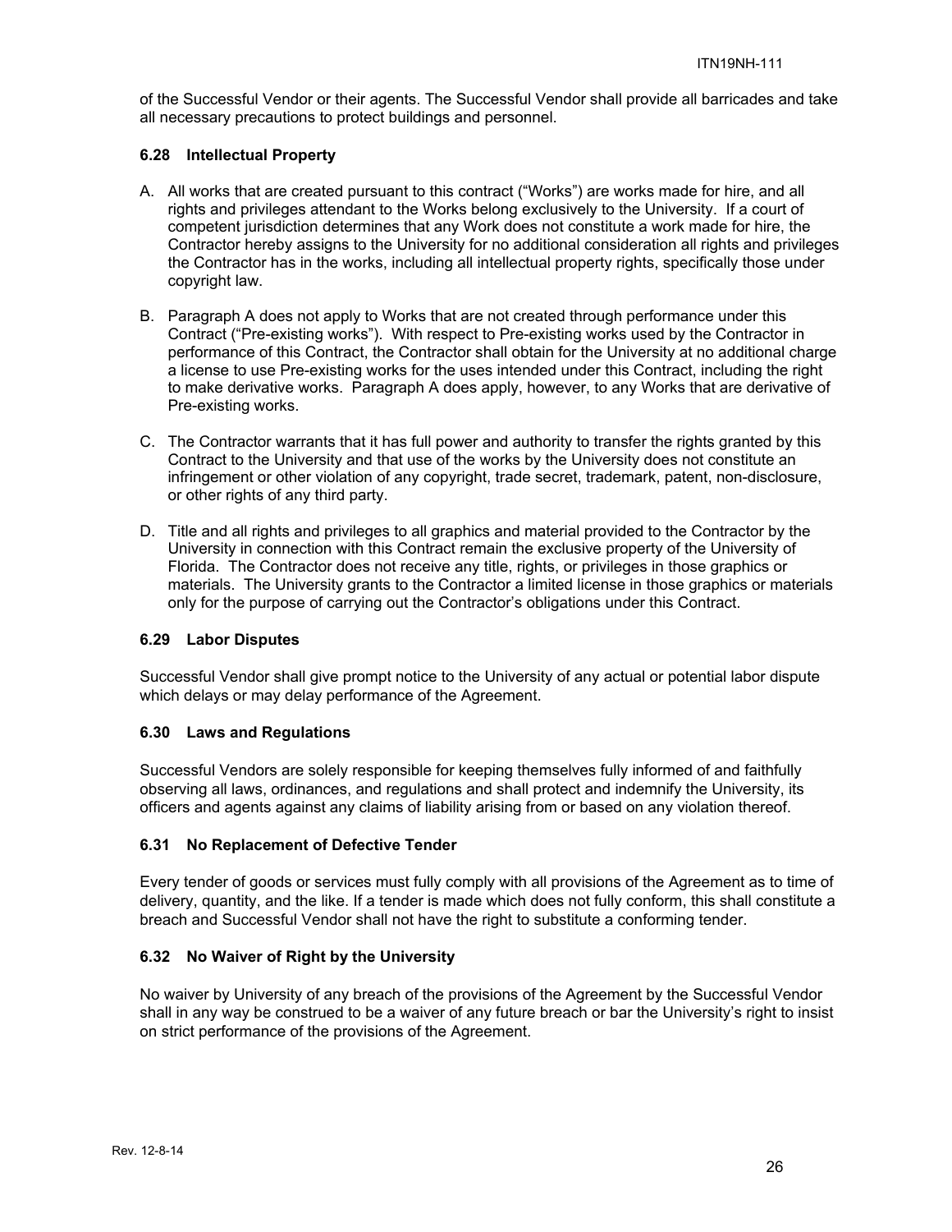of the Successful Vendor or their agents. The Successful Vendor shall provide all barricades and take all necessary precautions to protect buildings and personnel.

### 6.28 Intellectual Property

A. All works that are created pursuant to this contract ("Works") are works made for hire, and all rights and privileges attendant to the Works belong exclusively to the University. If a court of competent jurisdiction determines that any Work does not constitute a work made for hire, the Contractor hereby assigns to the University for no additional consideration all rights and privileges the Contractor has in the works, including all intellectual property rights, specifically those under copyright law.

B. Paragraph A does not apply to Works that are not created through performance under this Contract ("Pre-existing works"). With respect to Pre-existing works used by the Contractor in performance of this Contract, the Contractor shall obtain for the University at no additional charge a license to use Pre-existing works for the uses intended under this Contract, including the right to make derivative works. Paragraph A does apply, however, to any Works that are derivative of Pre-existing works.

C. The Contractor warrants that it has full power and authority to transfer the rights granted by this Contract to the University and that use of the works by the University does not constitute an infringement or other violation of any copyright, trade secret, trademark, patent, non-disclosure, or other rights of any third party.

D. Title and all rights and privileges to all graphics and material provided to the Contractor by the University in connection with this Contract remain the exclusive property of the University of Florida. The Contractor does not receive any title, rights, or privileges in those graphics or materials. The University grants to the Contractor a limited license in those graphics or materials only for the purpose of carrying out the Contractor's obligations under this Contract.

### 6.29 Labor Disputes

Successful Vendor shall give prompt notice to the University of any actual or potential labor dispute which delays or may delay performance of the Agreement.

### 6.30 Laws and Regulations

Successful Vendors are solely responsible for keeping themselves fully informed of and faithfully observing all laws, ordinances, and regulations and shall protect and indemnify the University, its officers and agents against any claims of liability arising from or based on any violation thereof.

### 6.31 No Replacement of Defective Tender

Every tender of goods or services must fully comply with all provisions of the Agreement as to time of delivery, quantity, and the like. If a tender is made which does not fully conform, this shall constitute a breach and Successful Vendor shall not have the right to substitute a conforming tender.

### 6.32 No Waiver of Right by the University

No waiver by University of any breach of the provisions of the Agreement by the Successful Vendor shall in any way be construed to be a waiver of any future breach or bar the University's right to insist on strict performance of the provisions of the Agreement.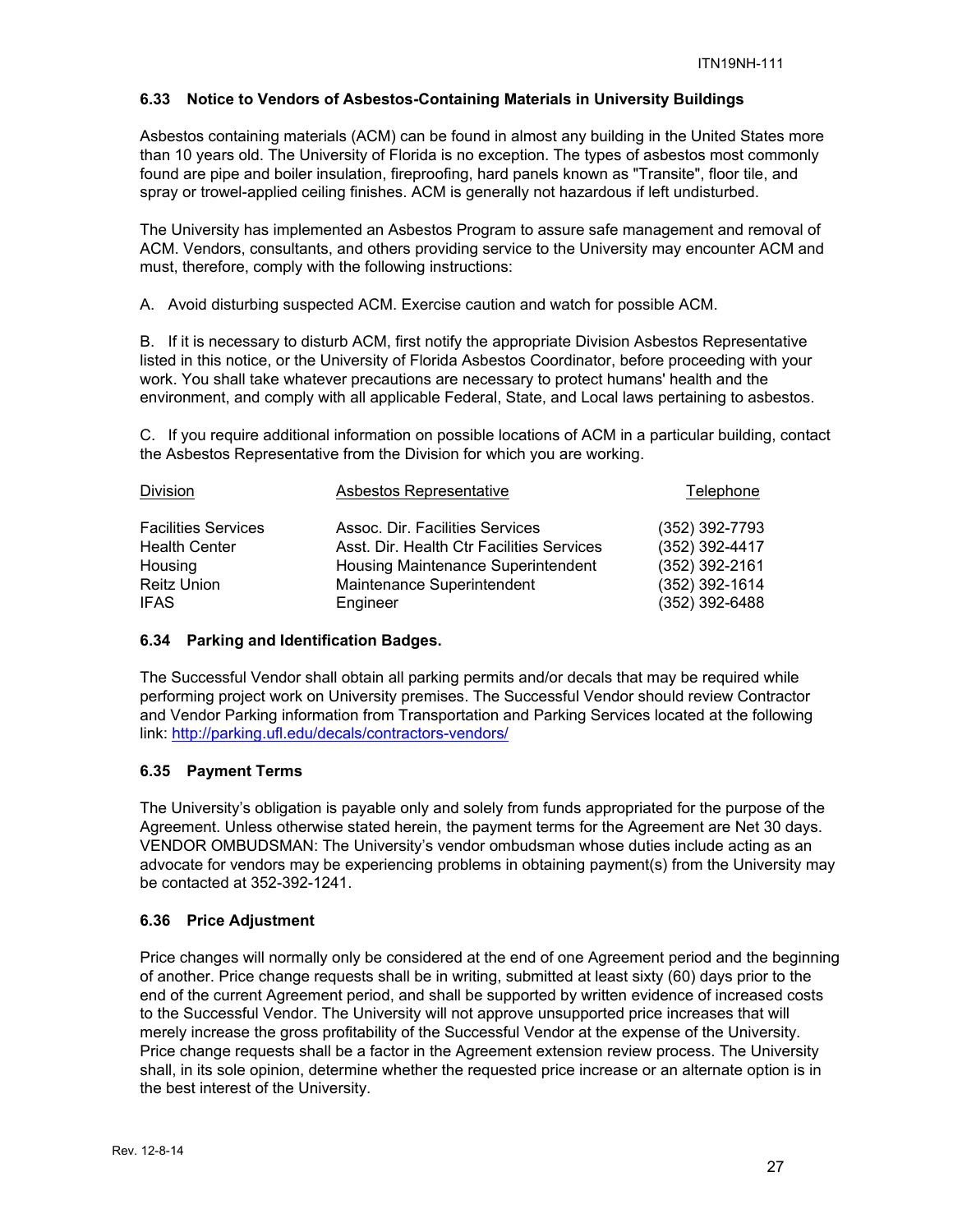### 6.33 Notice to Vendors of Asbestos-Containing Materials in University Buildings

Asbestos containing materials (ACM) can be found in almost any building in the United States more than 10 years old. The University of Florida is no exception. The types of asbestos most commonly found are pipe and boiler insulation, fireproofing, hard panels known as "Transite", floor tile, and spray or trowel-applied ceiling finishes. ACM is generally not hazardous if left undisturbed.

The University has implemented an Asbestos Program to assure safe management and removal of ACM. Vendors, consultants, and others providing service to the University may encounter ACM and must, therefore, comply with the following instructions:

A. Avoid disturbing suspected ACM. Exercise caution and watch for possible ACM.

B. If it is necessary to disturb ACM, first notify the appropriate Division Asbestos Representative listed in this notice, or the University of Florida Asbestos Coordinator, before proceeding with your work. You shall take whatever precautions are necessary to protect humans' health and the environment, and comply with all applicable Federal, State, and Local laws pertaining to asbestos.

C. If you require additional information on possible locations of ACM in a particular building, contact the Asbestos Representative from the Division for which you are working.

| Division | Asbestos Representative | Telephone |
|---|---|---|
| Facilities Services | Assoc. Dir. Facilities Services | (352) 392-7793 |
| Health Center | Asst. Dir. Health Ctr Facilities Services | (352) 392-4417 |
| Housing | Housing Maintenance Superintendent | (352) 392-2161 |
| Reitz Union | Maintenance Superintendent | (352) 392-1614 |
| IFAS | Engineer | (352) 392-6488 |

### 6.34 Parking and Identification Badges.

The Successful Vendor shall obtain all parking permits and/or decals that may be required while performing project work on University premises. The Successful Vendor should review Contractor and Vendor Parking information from Transportation and Parking Services located at the following link: [http://parking.ufl.edu/decals/contractors-vendors/](http://parking.ufl.edu/decals/contractors-vendors/)

### 6.35 Payment Terms

The University's obligation is payable only and solely from funds appropriated for the purpose of the Agreement. Unless otherwise stated herein, the payment terms for the Agreement are Net 30 days. VENDOR OMBUDSMAN: The University's vendor ombudsman whose duties include acting as an advocate for vendors may be experiencing problems in obtaining payment(s) from the University may be contacted at 352-392-1241.

### 6.36 Price Adjustment

Price changes will normally only be considered at the end of one Agreement period and the beginning of another. Price change requests shall be in writing, submitted at least sixty (60) days prior to the end of the current Agreement period, and shall be supported by written evidence of increased costs to the Successful Vendor. The University will not approve unsupported price increases that will merely increase the gross profitability of the Successful Vendor at the expense of the University. Price change requests shall be a factor in the Agreement extension review process. The University shall, in its sole opinion, determine whether the requested price increase or an alternate option is in the best interest of the University.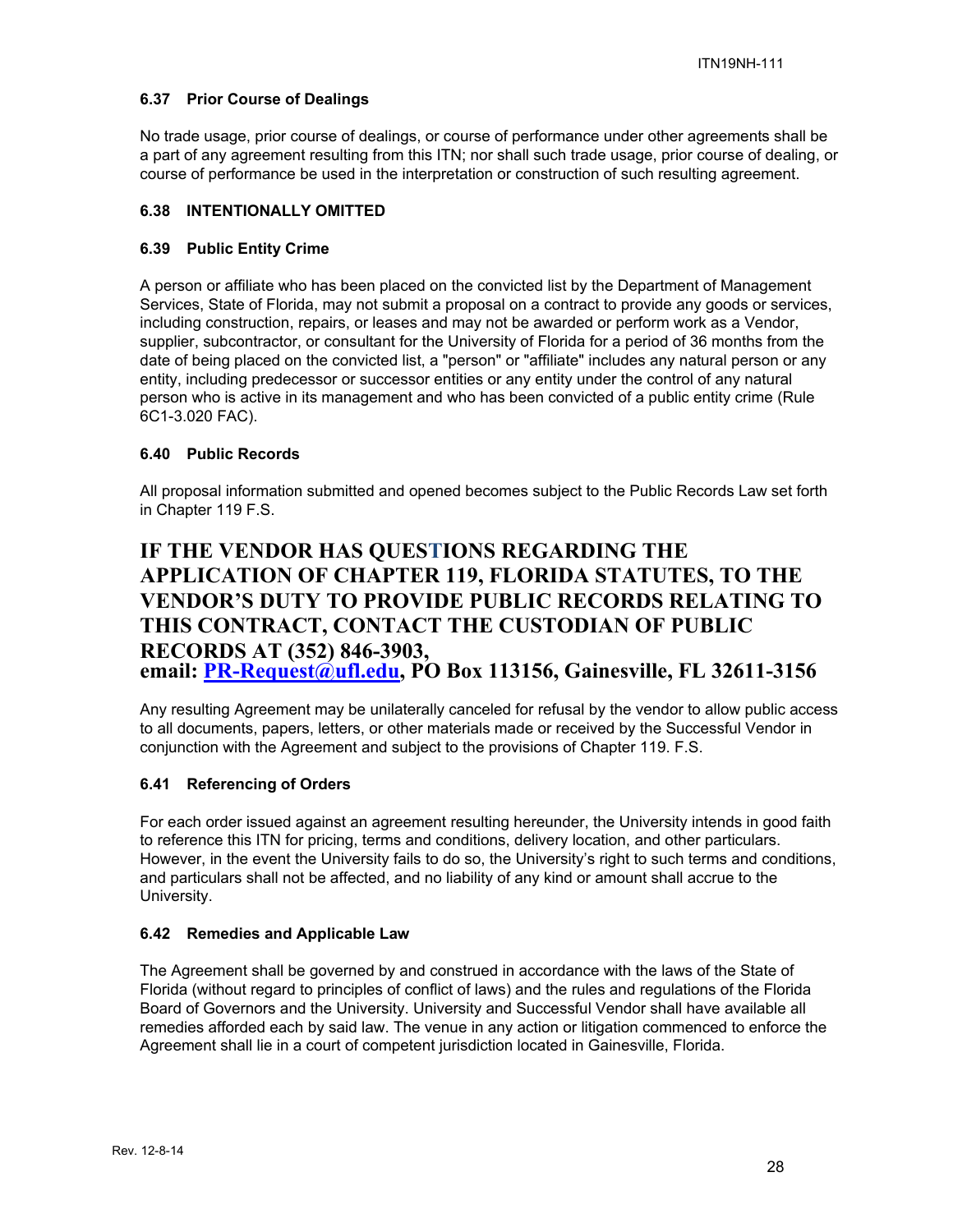### 6.37 Prior Course of Dealings

No trade usage, prior course of dealings, or course of performance under other agreements shall be a part of any agreement resulting from this ITN; nor shall such trade usage, prior course of dealing, or course of performance be used in the interpretation or construction of such resulting agreement.

### 6.38 INTENTIONALLY OMITTED

### 6.39 Public Entity Crime

A person or affiliate who has been placed on the convicted list by the Department of Management Services, State of Florida, may not submit a proposal on a contract to provide any goods or services, including construction, repairs, or leases and may not be awarded or perform work as a Vendor, supplier, subcontractor, or consultant for the University of Florida for a period of 36 months from the date of being placed on the convicted list, a "person" or "affiliate" includes any natural person or any entity, including predecessor or successor entities or any entity under the control of any natural person who is active in its management and who has been convicted of a public entity crime (Rule 6C1-3.020 FAC).

### 6.40 Public Records

All proposal information submitted and opened becomes subject to the Public Records Law set forth in Chapter 119 F.S.

**IF THE VENDOR HAS QUESTIONS REGARDING THE APPLICATION OF CHAPTER 119, FLORIDA STATUTES, TO THE VENDOR'S DUTY TO PROVIDE PUBLIC RECORDS RELATING TO THIS CONTRACT, CONTACT THE CUSTODIAN OF PUBLIC RECORDS AT (352) 846-3903,**
**email: PR-Request@ufl.edu, PO Box 113156, Gainesville, FL 32611-3156**

Any resulting Agreement may be unilaterally canceled for refusal by the vendor to allow public access to all documents, papers, letters, or other materials made or received by the Successful Vendor in conjunction with the Agreement and subject to the provisions of Chapter 119. F.S.

### 6.41 Referencing of Orders

For each order issued against an agreement resulting hereunder, the University intends in good faith to reference this ITN for pricing, terms and conditions, delivery location, and other particulars. However, in the event the University fails to do so, the University's right to such terms and conditions, and particulars shall not be affected, and no liability of any kind or amount shall accrue to the University.

### 6.42 Remedies and Applicable Law

The Agreement shall be governed by and construed in accordance with the laws of the State of Florida (without regard to principles of conflict of laws) and the rules and regulations of the Florida Board of Governors and the University. University and Successful Vendor shall have available all remedies afforded each by said law. The venue in any action or litigation commenced to enforce the Agreement shall lie in a court of competent jurisdiction located in Gainesville, Florida.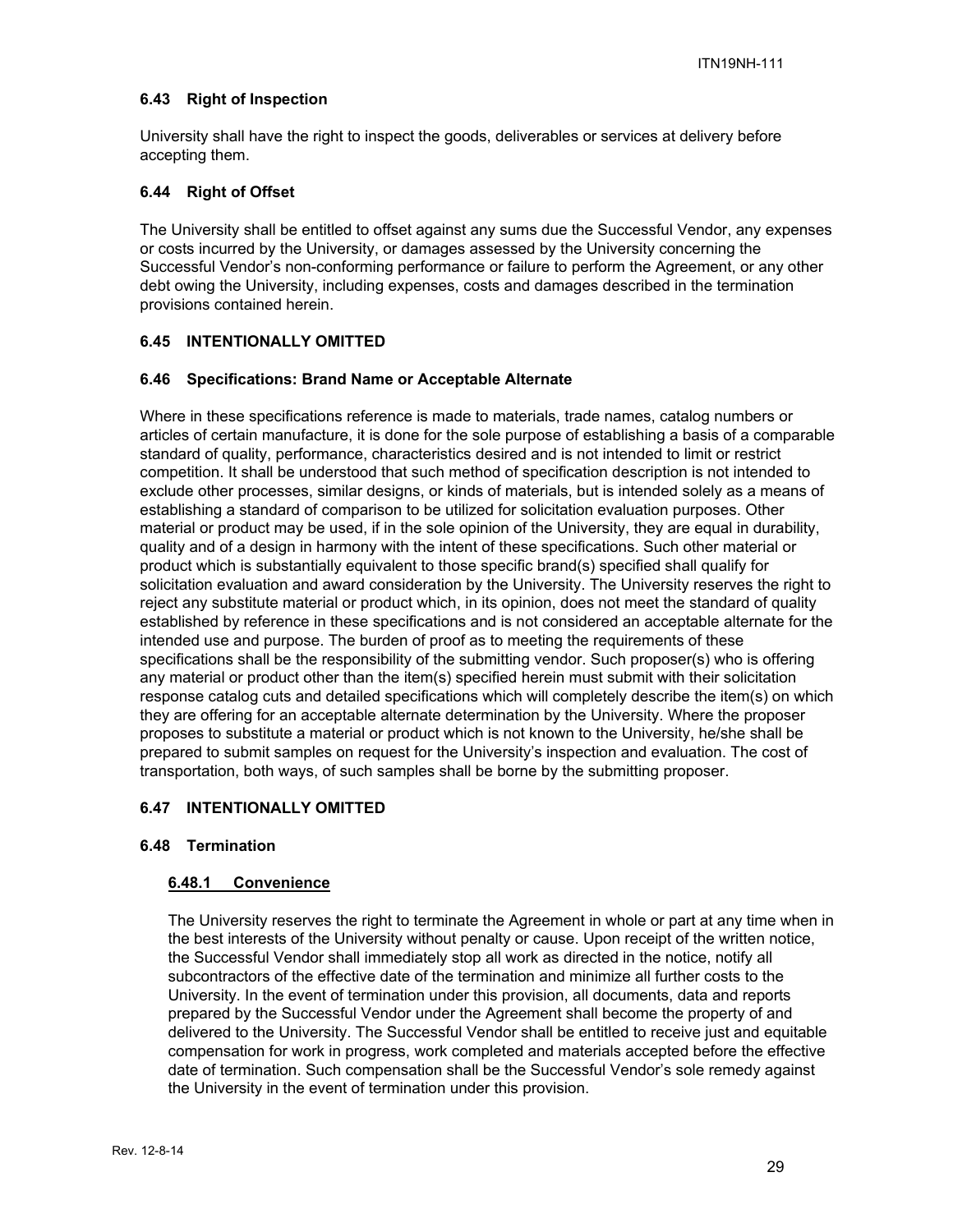### 6.43 Right of Inspection

University shall have the right to inspect the goods, deliverables or services at delivery before accepting them.

### 6.44 Right of Offset

The University shall be entitled to offset against any sums due the Successful Vendor, any expenses or costs incurred by the University, or damages assessed by the University concerning the Successful Vendor's non-conforming performance or failure to perform the Agreement, or any other debt owing the University, including expenses, costs and damages described in the termination provisions contained herein.

### 6.45 INTENTIONALLY OMITTED

### 6.46 Specifications: Brand Name or Acceptable Alternate

Where in these specifications reference is made to materials, trade names, catalog numbers or articles of certain manufacture, it is done for the sole purpose of establishing a basis of a comparable standard of quality, performance, characteristics desired and is not intended to limit or restrict competition. It shall be understood that such method of specification description is not intended to exclude other processes, similar designs, or kinds of materials, but is intended solely as a means of establishing a standard of comparison to be utilized for solicitation evaluation purposes. Other material or product may be used, if in the sole opinion of the University, they are equal in durability, quality and of a design in harmony with the intent of these specifications. Such other material or product which is substantially equivalent to those specific brand(s) specified shall qualify for solicitation evaluation and award consideration by the University. The University reserves the right to reject any substitute material or product which, in its opinion, does not meet the standard of quality established by reference in these specifications and is not considered an acceptable alternate for the intended use and purpose. The burden of proof as to meeting the requirements of these specifications shall be the responsibility of the submitting vendor. Such proposer(s) who is offering any material or product other than the item(s) specified herein must submit with their solicitation response catalog cuts and detailed specifications which will completely describe the item(s) on which they are offering for an acceptable alternate determination by the University. Where the proposer proposes to substitute a material or product which is not known to the University, he/she shall be prepared to submit samples on request for the University's inspection and evaluation. The cost of transportation, both ways, of such samples shall be borne by the submitting proposer.

### 6.47 INTENTIONALLY OMITTED

### 6.48 Termination

#### 6.48.1 Convenience

The University reserves the right to terminate the Agreement in whole or part at any time when in the best interests of the University without penalty or cause. Upon receipt of the written notice, the Successful Vendor shall immediately stop all work as directed in the notice, notify all subcontractors of the effective date of the termination and minimize all further costs to the University. In the event of termination under this provision, all documents, data and reports prepared by the Successful Vendor under the Agreement shall become the property of and delivered to the University. The Successful Vendor shall be entitled to receive just and equitable compensation for work in progress, work completed and materials accepted before the effective date of termination. Such compensation shall be the Successful Vendor's sole remedy against the University in the event of termination under this provision.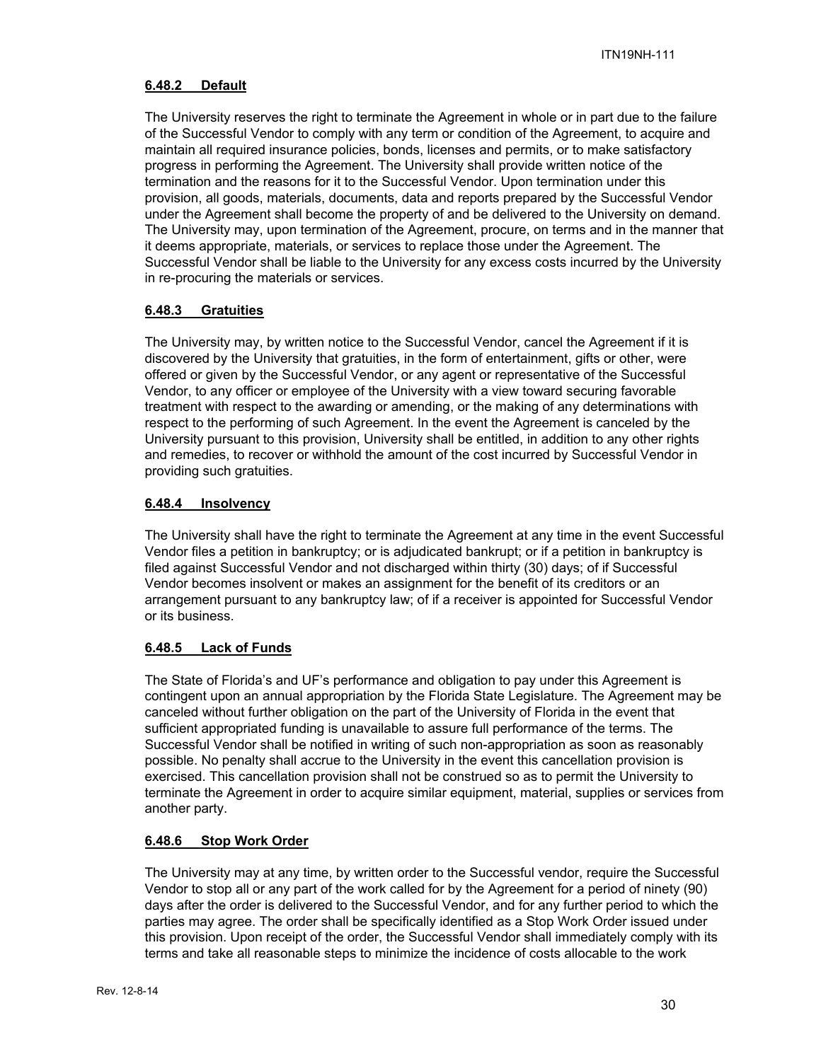#### 6.48.2 Default

The University reserves the right to terminate the Agreement in whole or in part due to the failure of the Successful Vendor to comply with any term or condition of the Agreement, to acquire and maintain all required insurance policies, bonds, licenses and permits, or to make satisfactory progress in performing the Agreement. The University shall provide written notice of the termination and the reasons for it to the Successful Vendor. Upon termination under this provision, all goods, materials, documents, data and reports prepared by the Successful Vendor under the Agreement shall become the property of and be delivered to the University on demand. The University may, upon termination of the Agreement, procure, on terms and in the manner that it deems appropriate, materials, or services to replace those under the Agreement. The Successful Vendor shall be liable to the University for any excess costs incurred by the University in re-procuring the materials or services.

#### 6.48.3 Gratuities

The University may, by written notice to the Successful Vendor, cancel the Agreement if it is discovered by the University that gratuities, in the form of entertainment, gifts or other, were offered or given by the Successful Vendor, or any agent or representative of the Successful Vendor, to any officer or employee of the University with a view toward securing favorable treatment with respect to the awarding or amending, or the making of any determinations with respect to the performing of such Agreement. In the event the Agreement is canceled by the University pursuant to this provision, University shall be entitled, in addition to any other rights and remedies, to recover or withhold the amount of the cost incurred by Successful Vendor in providing such gratuities.

#### 6.48.4 Insolvency

The University shall have the right to terminate the Agreement at any time in the event Successful Vendor files a petition in bankruptcy; or is adjudicated bankrupt; or if a petition in bankruptcy is filed against Successful Vendor and not discharged within thirty (30) days; of if Successful Vendor becomes insolvent or makes an assignment for the benefit of its creditors or an arrangement pursuant to any bankruptcy law; of if a receiver is appointed for Successful Vendor or its business.

#### 6.48.5 Lack of Funds

The State of Florida's and UF's performance and obligation to pay under this Agreement is contingent upon an annual appropriation by the Florida State Legislature. The Agreement may be canceled without further obligation on the part of the University of Florida in the event that sufficient appropriated funding is unavailable to assure full performance of the terms. The Successful Vendor shall be notified in writing of such non-appropriation as soon as reasonably possible. No penalty shall accrue to the University in the event this cancellation provision is exercised. This cancellation provision shall not be construed so as to permit the University to terminate the Agreement in order to acquire similar equipment, material, supplies or services from another party.

#### 6.48.6 Stop Work Order

The University may at any time, by written order to the Successful vendor, require the Successful Vendor to stop all or any part of the work called for by the Agreement for a period of ninety (90) days after the order is delivered to the Successful Vendor, and for any further period to which the parties may agree. The order shall be specifically identified as a Stop Work Order issued under this provision. Upon receipt of the order, the Successful Vendor shall immediately comply with its terms and take all reasonable steps to minimize the incidence of costs allocable to the work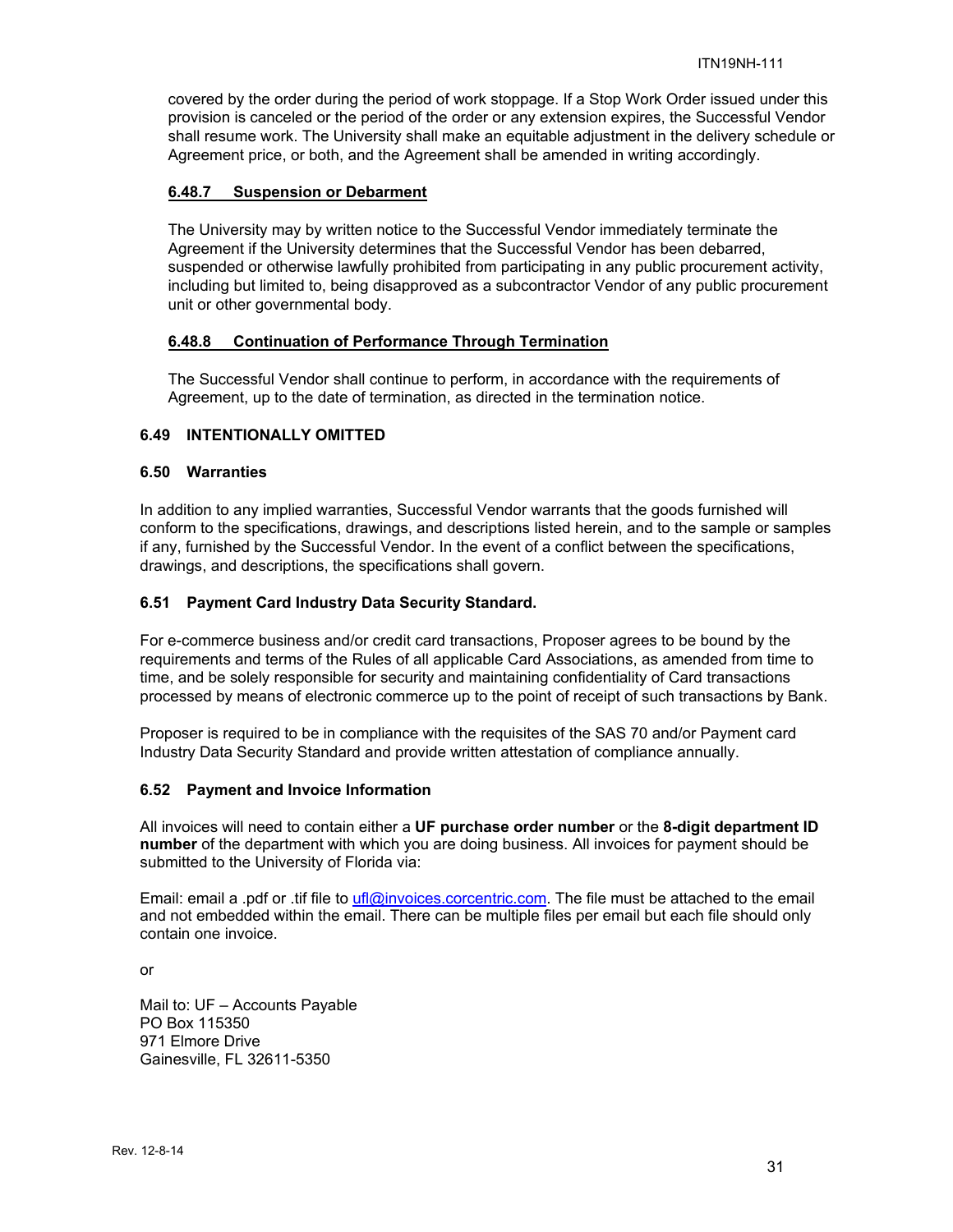covered by the order during the period of work stoppage. If a Stop Work Order issued under this provision is canceled or the period of the order or any extension expires, the Successful Vendor shall resume work. The University shall make an equitable adjustment in the delivery schedule or Agreement price, or both, and the Agreement shall be amended in writing accordingly.

#### 6.48.7 Suspension or Debarment

The University may by written notice to the Successful Vendor immediately terminate the Agreement if the University determines that the Successful Vendor has been debarred, suspended or otherwise lawfully prohibited from participating in any public procurement activity, including but limited to, being disapproved as a subcontractor Vendor of any public procurement unit or other governmental body.

#### 6.48.8 Continuation of Performance Through Termination

The Successful Vendor shall continue to perform, in accordance with the requirements of Agreement, up to the date of termination, as directed in the termination notice.

### 6.49 INTENTIONALLY OMITTED

### 6.50 Warranties

In addition to any implied warranties, Successful Vendor warrants that the goods furnished will conform to the specifications, drawings, and descriptions listed herein, and to the sample or samples if any, furnished by the Successful Vendor. In the event of a conflict between the specifications, drawings, and descriptions, the specifications shall govern.

### 6.51 Payment Card Industry Data Security Standard.

For e-commerce business and/or credit card transactions, Proposer agrees to be bound by the requirements and terms of the Rules of all applicable Card Associations, as amended from time to time, and be solely responsible for security and maintaining confidentiality of Card transactions processed by means of electronic commerce up to the point of receipt of such transactions by Bank.

Proposer is required to be in compliance with the requisites of the SAS 70 and/or Payment card Industry Data Security Standard and provide written attestation of compliance annually.

### 6.52 Payment and Invoice Information

All invoices will need to contain either a **UF purchase order number** or the **8-digit department ID number** of the department with which you are doing business. All invoices for payment should be submitted to the University of Florida via:

Email: email a .pdf or .tif file to ufl@invoices.corcentric.com. The file must be attached to the email and not embedded within the email. There can be multiple files per email but each file should only contain one invoice.

or

Mail to: UF – Accounts Payable
PO Box 115350
971 Elmore Drive
Gainesville, FL 32611-5350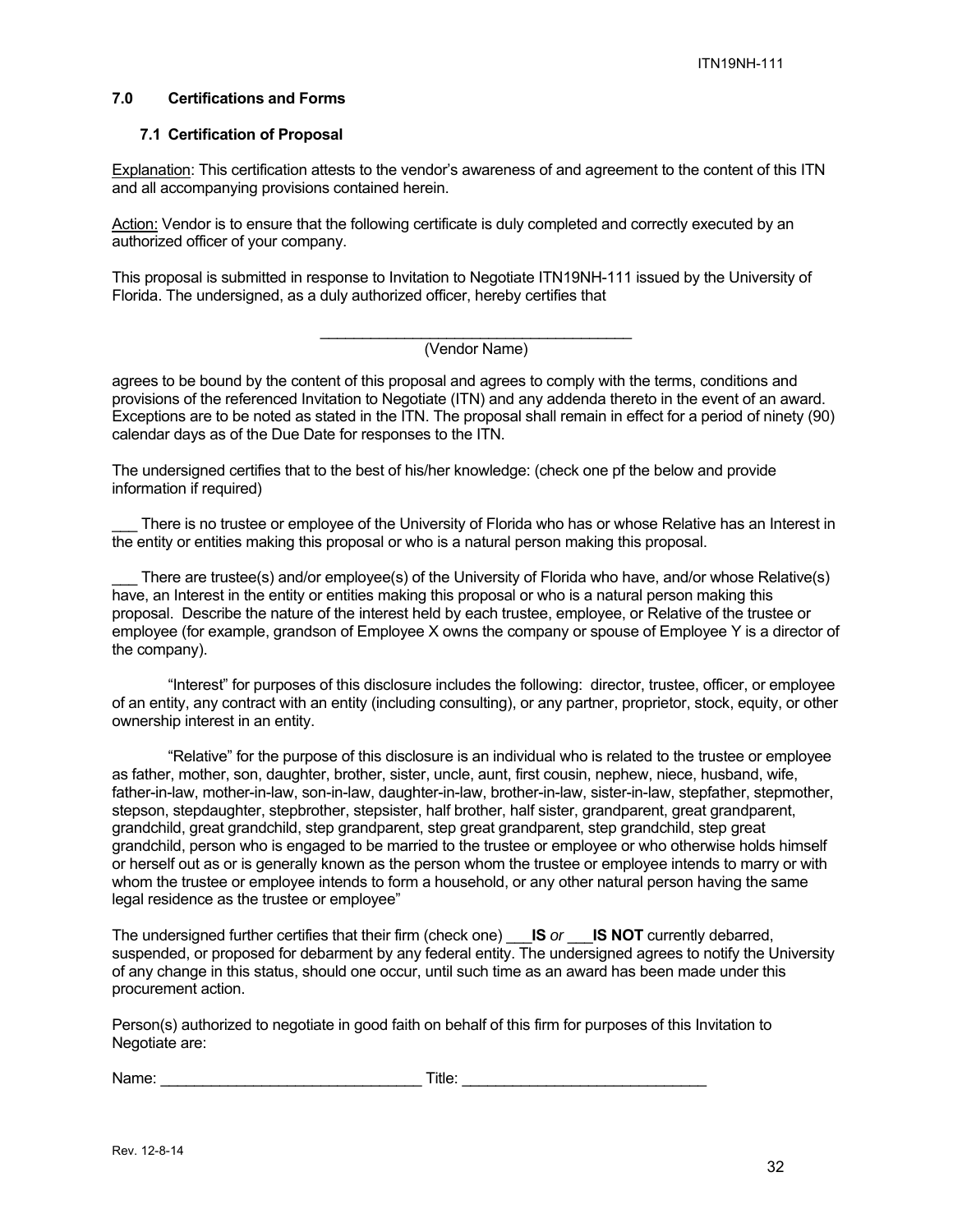## 7.0 Certifications and Forms

### 7.1 Certification of Proposal

Explanation: This certification attests to the vendor's awareness of and agreement to the content of this ITN and all accompanying provisions contained herein.

Action: Vendor is to ensure that the following certificate is duly completed and correctly executed by an authorized officer of your company.

This proposal is submitted in response to Invitation to Negotiate ITN19NH-111 issued by the University of Florida. The undersigned, as a duly authorized officer, hereby certifies that

_______________________________________
(Vendor Name)

agrees to be bound by the content of this proposal and agrees to comply with the terms, conditions and provisions of the referenced Invitation to Negotiate (ITN) and any addenda thereto in the event of an award. Exceptions are to be noted as stated in the ITN. The proposal shall remain in effect for a period of ninety (90) calendar days as of the Due Date for responses to the ITN.

The undersigned certifies that to the best of his/her knowledge: (check one pf the below and provide information if required)

___ There is no trustee or employee of the University of Florida who has or whose Relative has an Interest in the entity or entities making this proposal or who is a natural person making this proposal.

___ There are trustee(s) and/or employee(s) of the University of Florida who have, and/or whose Relative(s) have, an Interest in the entity or entities making this proposal or who is a natural person making this proposal. Describe the nature of the interest held by each trustee, employee, or Relative of the trustee or employee (for example, grandson of Employee X owns the company or spouse of Employee Y is a director of the company).

"Interest" for purposes of this disclosure includes the following: director, trustee, officer, or employee of an entity, any contract with an entity (including consulting), or any partner, proprietor, stock, equity, or other ownership interest in an entity.

"Relative" for the purpose of this disclosure is an individual who is related to the trustee or employee as father, mother, son, daughter, brother, sister, uncle, aunt, first cousin, nephew, niece, husband, wife, father-in-law, mother-in-law, son-in-law, daughter-in-law, brother-in-law, sister-in-law, stepfather, stepmother, stepson, stepdaughter, stepbrother, stepsister, half brother, half sister, grandparent, great grandparent, grandchild, great grandchild, step grandparent, step great grandparent, step grandchild, step great grandchild, person who is engaged to be married to the trustee or employee or who otherwise holds himself or herself out as or is generally known as the person whom the trustee or employee intends to marry or with whom the trustee or employee intends to form a household, or any other natural person having the same legal residence as the trustee or employee"

The undersigned further certifies that their firm (check one) ___**IS** *or* ___**IS NOT** currently debarred, suspended, or proposed for debarment by any federal entity. The undersigned agrees to notify the University of any change in this status, should one occur, until such time as an award has been made under this procurement action.

Person(s) authorized to negotiate in good faith on behalf of this firm for purposes of this Invitation to Negotiate are:

Name: _______________________________ Title: _____________________________

Rev. 12-8-14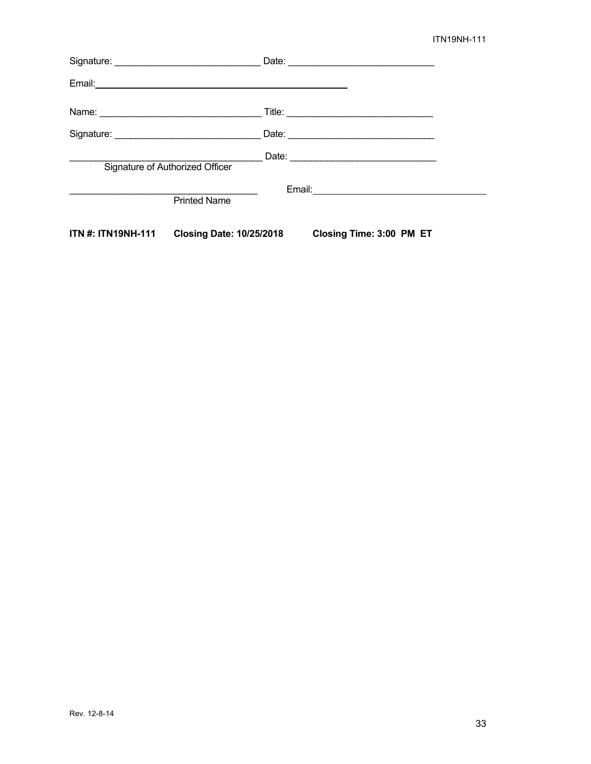Signature: ____________________________ Date: ____________________________

Email: ____________________________________________________

Name: ________________________________ Title: ____________________________

Signature: ____________________________ Date: ____________________________

______________________________________ Date: ____________________________
Signature of Authorized Officer

______________________________________ Email: ____________________________________
Printed Name

**ITN #: ITN19NH-111 Closing Date: 10/25/2018 Closing Time: 3:00 PM ET**

Rev. 12-8-14